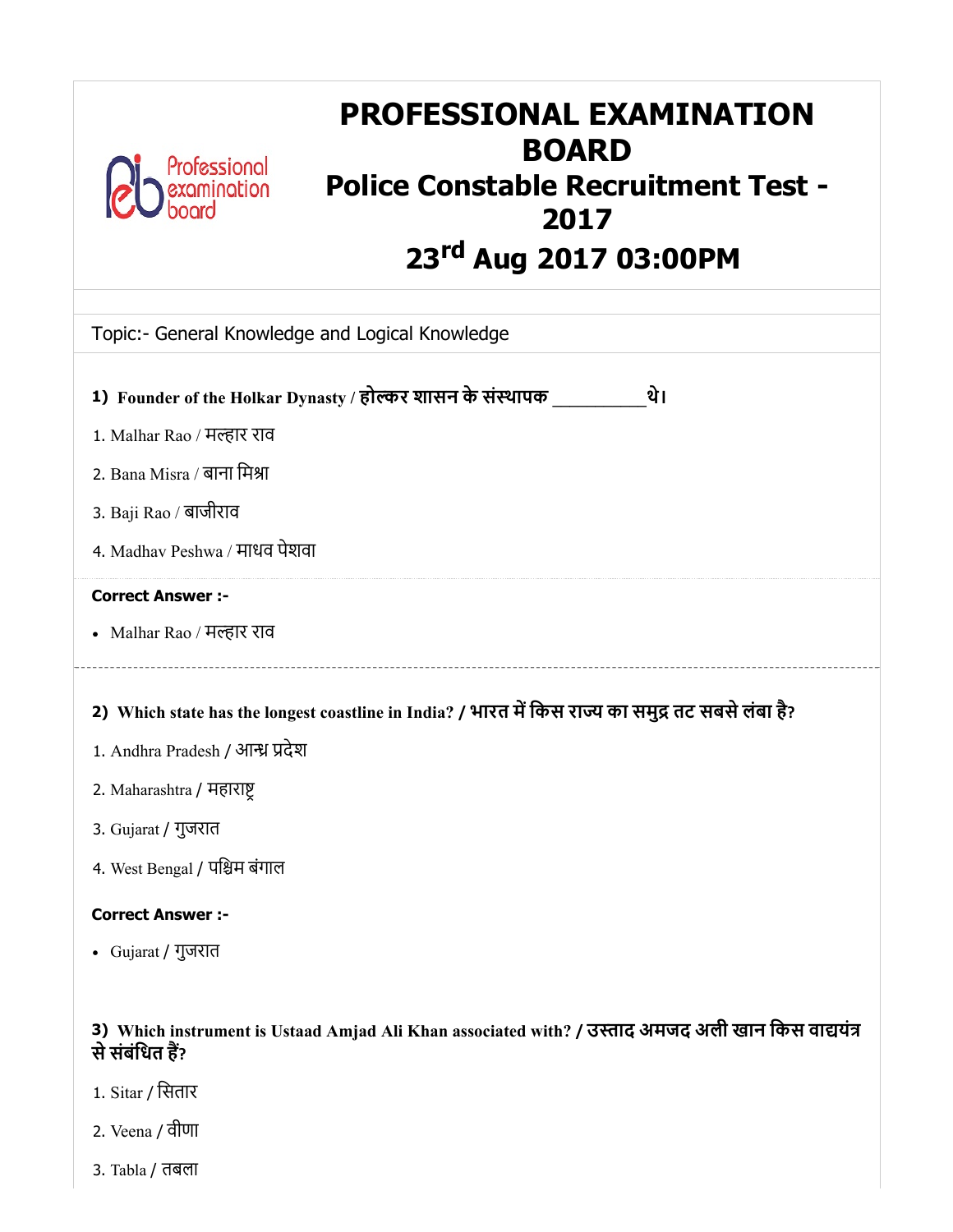# PROFESSIONAL EXAMINATION BOARD

## Police Constable Recruitment Test - 2017

## 23rd Aug 2017 03:00PM

Topic:- General Knowledge and Logical Knowledge

**1) Founder of the Holkar Dynasty / होल्कर शासन के संस्थापक _________ थे।**

1. Malhar Rao / मल्हार राव
2. Bana Misra / बाना मिश्रा
3. Baji Rao / बाजीराव
4. Madhav Peshwa / माधव पेशवा

**Correct Answer :-**

- Malhar Rao / मल्हार राव

---

**2) Which state has the longest coastline in India? / भारत में किस राज्य का समुद्र तट सबसे लंबा है?**

1. Andhra Pradesh / आन्ध्र प्रदेश
2. Maharashtra / महाराष्ट्र
3. Gujarat / गुजरात
4. West Bengal / पश्चिम बंगाल

**Correct Answer :-**

- Gujarat / गुजरात

**3) Which instrument is Ustaad Amjad Ali Khan associated with? / उस्ताद अमजद अली खान किस वाद्ययंत्र से संबंधित हैं?**

1. Sitar / सितार
2. Veena / वीणा
3. Tabla / तबला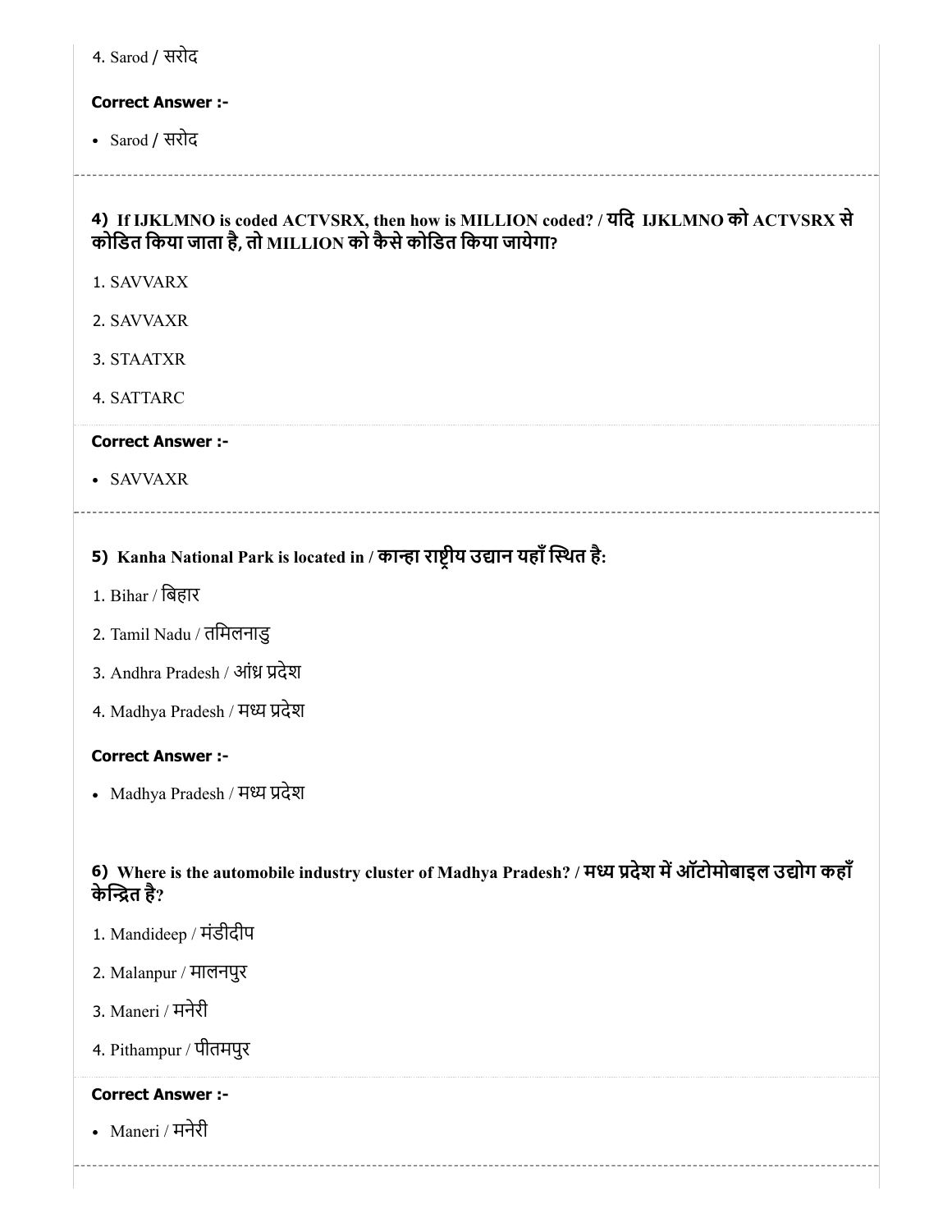4. Sarod / सरोद

**Correct Answer :-**

- Sarod / सरोद

---

**4) If IJKLMNO is coded ACTVSRX, then how is MILLION coded? / यदि IJKLMNO को ACTVSRX से कोडित किया जाता है, तो MILLION को कैसे कोडित किया जायेगा?**

1. SAVVARX
2. SAVVAXR
3. STAATXR
4. SATTARC

**Correct Answer :-**

- SAVVAXR

---

**5) Kanha National Park is located in / कान्हा राष्ट्रीय उद्यान यहाँ स्थित है:**

1. Bihar / बिहार
2. Tamil Nadu / तमिलनाडु
3. Andhra Pradesh / आंध्र प्रदेश
4. Madhya Pradesh / मध्य प्रदेश

**Correct Answer :-**

- Madhya Pradesh / मध्य प्रदेश

---

**6) Where is the automobile industry cluster of Madhya Pradesh? / मध्य प्रदेश में ऑटोमोबाइल उद्योग कहाँ केन्द्रित है?**

1. Mandideep / मंडीदीप
2. Malanpur / मालनपुर
3. Maneri / मनेरी
4. Pithampur / पीतमपुर

**Correct Answer :-**

- Maneri / मनेरी

---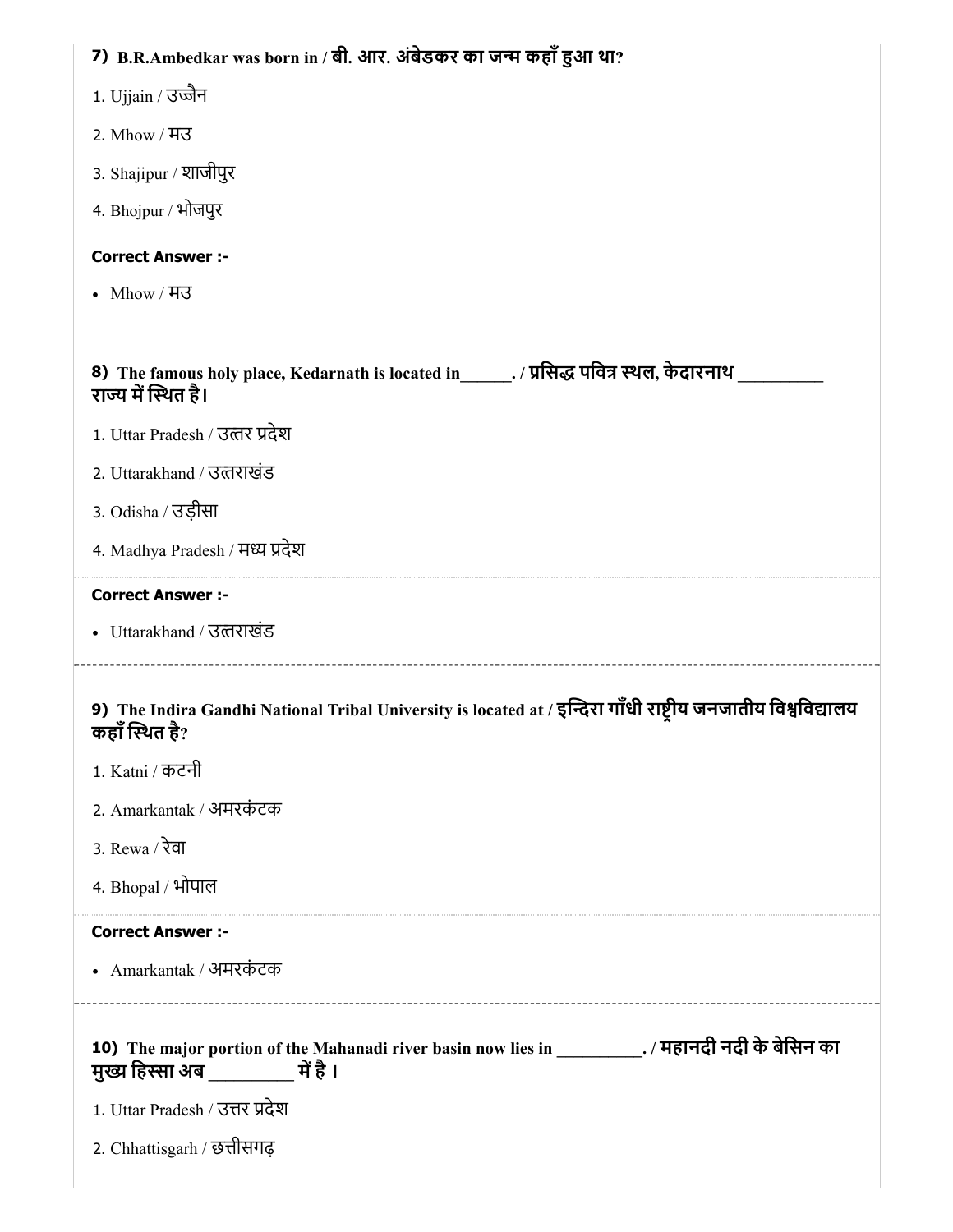**7) B.R.Ambedkar was born in / बी. आर. अंबेडकर का जन्म कहाँ हुआ था?**

1. Ujjain / उज्जैन
2. Mhow / मउ
3. Shajipur / शाजीपुर
4. Bhojpur / भोजपुर

**Correct Answer :-**

- Mhow / मउ

**8) The famous holy place, Kedarnath is located in______. / प्रसिद्ध पवित्र स्थल, केदारनाथ __________ राज्य में स्थित है।**

1. Uttar Pradesh / उत्तर प्रदेश
2. Uttarakhand / उत्तराखंड
3. Odisha / उड़ीसा
4. Madhya Pradesh / मध्य प्रदेश

**Correct Answer :-**

- Uttarakhand / उत्तराखंड

---

**9) The Indira Gandhi National Tribal University is located at / इन्दिरा गाँधी राष्ट्रीय जनजातीय विश्वविद्यालय कहाँ स्थित है?**

1. Katni / कटनी
2. Amarkantak / अमरकंटक
3. Rewa / रेवा
4. Bhopal / भोपाल

**Correct Answer :-**

- Amarkantak / अमरकंटक

---

**10) The major portion of the Mahanadi river basin now lies in __________. / महानदी नदी के बेसिन का मुख्य हिस्सा अब __________ में है ।**

1. Uttar Pradesh / उत्तर प्रदेश
2. Chhattisgarh / छत्तीसगढ़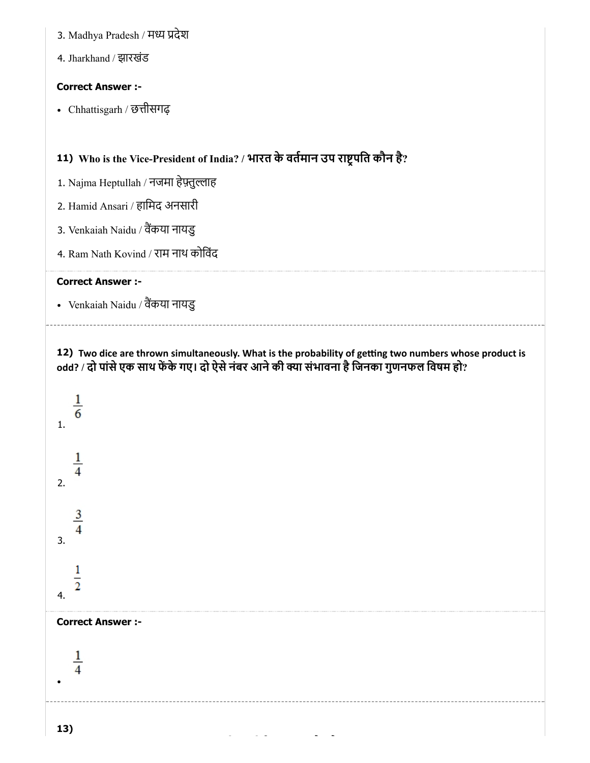3. Madhya Pradesh / मध्य प्रदेश

4. Jharkhand / झारखंड

**Correct Answer :-**

- Chhattisgarh / छत्तीसगढ़

**11) Who is the Vice-President of India? / भारत के वर्तमान उप राष्ट्रपति कौन है?**

1. Najma Heptullah / नजमा हेफ़्तुल्लाह

2. Hamid Ansari / हामिद अनसारी

3. Venkaiah Naidu / वैंकया नायडु

4. Ram Nath Kovind / राम नाथ कोविंद

**Correct Answer :-**

- Venkaiah Naidu / वैंकया नायडु

**12) Two dice are thrown simultaneously. What is the probability of getting two numbers whose product is odd? / दो पांसे एक साथ फेंके गए। दो ऐसे नंबर आने की क्या संभावना है जिनका गुणनफल विषम हो?**

1. $\frac{1}{6}$

2. $\frac{1}{4}$

3. $\frac{3}{4}$

4. $\frac{1}{2}$

**Correct Answer :-**

- $\frac{1}{4}$

**13)**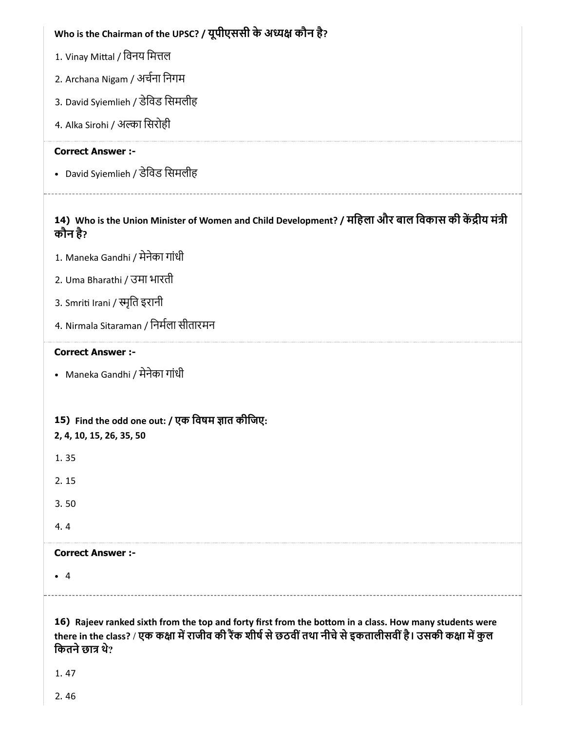**Who is the Chairman of the UPSC? / यूपीएससी के अध्यक्ष कौन है?**

1. Vinay Mittal / विनय मित्तल
2. Archana Nigam / अर्चना निगम
3. David Syiemlieh / डेविड सिमलीह
4. Alka Sirohi / अल्का सिरोही

**Correct Answer :-**

- David Syiemlieh / डेविड सिमलीह

---

**14) Who is the Union Minister of Women and Child Development? / महिला और बाल विकास की केंद्रीय मंत्री कौन है?**

1. Maneka Gandhi / मेनेका गांधी
2. Uma Bharathi / उमा भारती
3. Smriti Irani / स्मृति इरानी
4. Nirmala Sitaraman / निर्मला सीतारमन

**Correct Answer :-**

- Maneka Gandhi / मेनेका गांधी

---

**15) Find the odd one out: / एक विषम ज्ञात कीजिए:**
**2, 4, 10, 15, 26, 35, 50**

1. 35
2. 15
3. 50
4. 4

**Correct Answer :-**

- 4

---

**16) Rajeev ranked sixth from the top and forty first from the bottom in a class. How many students were there in the class? / एक कक्षा में राजीव की रैंक शीर्ष से छठवीं तथा नीचे से इकतालीसवीं है। उसकी कक्षा में कुल कितने छात्र थे?**

1. 47
2. 46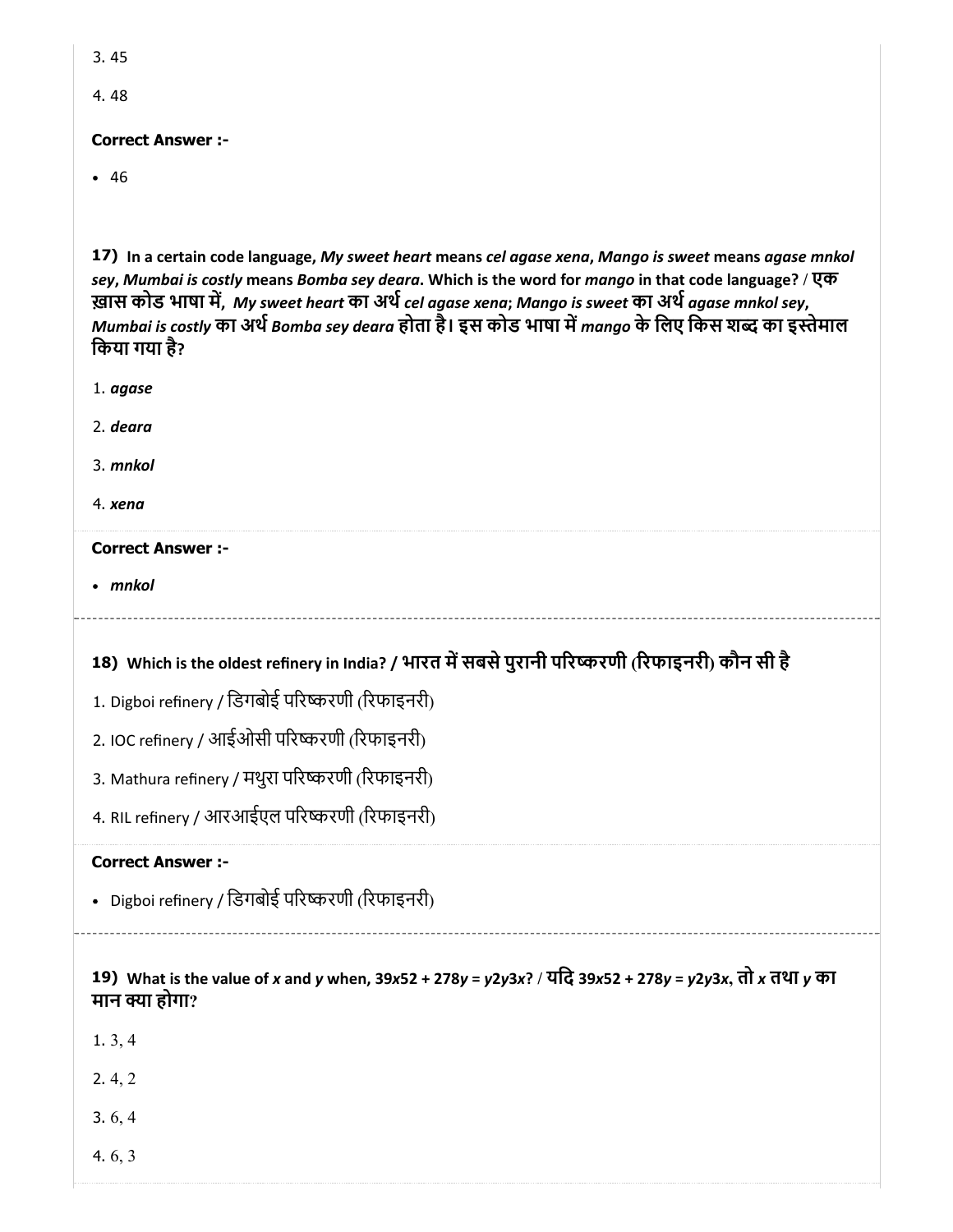3. 45

4. 48

**Correct Answer :-**

- 46

**17) In a certain code language, *My sweet heart* means *cel agase xena*, *Mango is sweet* means *agase mnkol sey*, *Mumbai is costly* means *Bomba sey deara*. Which is the word for *mango* in that code language? / एक ख़ास कोड भाषा में, *My sweet heart* का अर्थ *cel agase xena*; *Mango is sweet* का अर्थ *agase mnkol sey*, *Mumbai is costly* का अर्थ *Bomba sey deara* होता है। इस कोड भाषा में *mango* के लिए किस शब्द का इस्तेमाल किया गया है?**

1. ***agase***

2. ***deara***

3. ***mnkol***

4. ***xena***

**Correct Answer :-**

- ***mnkol***

**18) Which is the oldest refinery in India? / भारत में सबसे पुरानी परिष्करणी (रिफाइनरी) कौन सी है**

1. Digboi refinery / डिगबोई परिष्करणी (रिफाइनरी)

2. IOC refinery / आईओसी परिष्करणी (रिफाइनरी)

3. Mathura refinery / मथुरा परिष्करणी (रिफाइनरी)

4. RIL refinery / आरआईएल परिष्करणी (रिफाइनरी)

**Correct Answer :-**

- Digboi refinery / डिगबोई परिष्करणी (रिफाइनरी)

**19) What is the value of *x* and *y* when, 39*x*52 + 278*y* = *y*2*y*3*x*? / यदि 39*x*52 + 278*y* = *y*2*y*3*x*, तो *x* तथा *y* का मान क्या होगा?**

1. 3, 4

2. 4, 2

3. 6, 4

4. 6, 3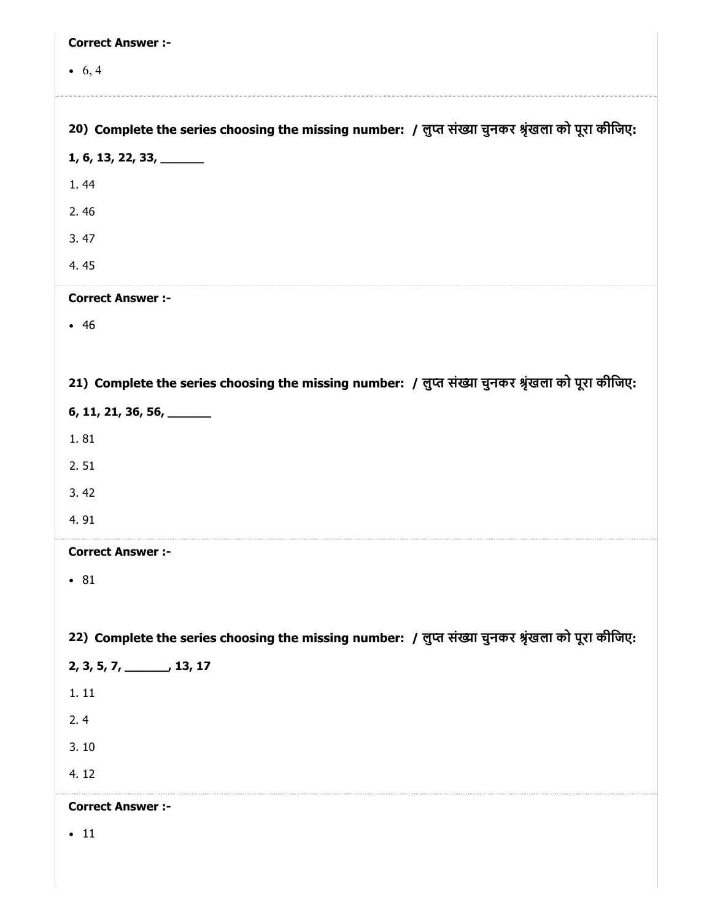**Correct Answer :-**

- 6, 4

---

**20) Complete the series choosing the missing number: / लुप्त संख्या चुनकर श्रृंखला को पूरा कीजिए:**

**1, 6, 13, 22, 33, _______**

1. 44
2. 46
3. 47
4. 45

**Correct Answer :-**

- 46

**21) Complete the series choosing the missing number: / लुप्त संख्या चुनकर श्रृंखला को पूरा कीजिए:**

**6, 11, 21, 36, 56, _______**

1. 81
2. 51
3. 42
4. 91

**Correct Answer :-**

- 81

**22) Complete the series choosing the missing number: / लुप्त संख्या चुनकर श्रृंखला को पूरा कीजिए:**

**2, 3, 5, 7, _______, 13, 17**

1. 11
2. 4
3. 10
4. 12

**Correct Answer :-**

- 11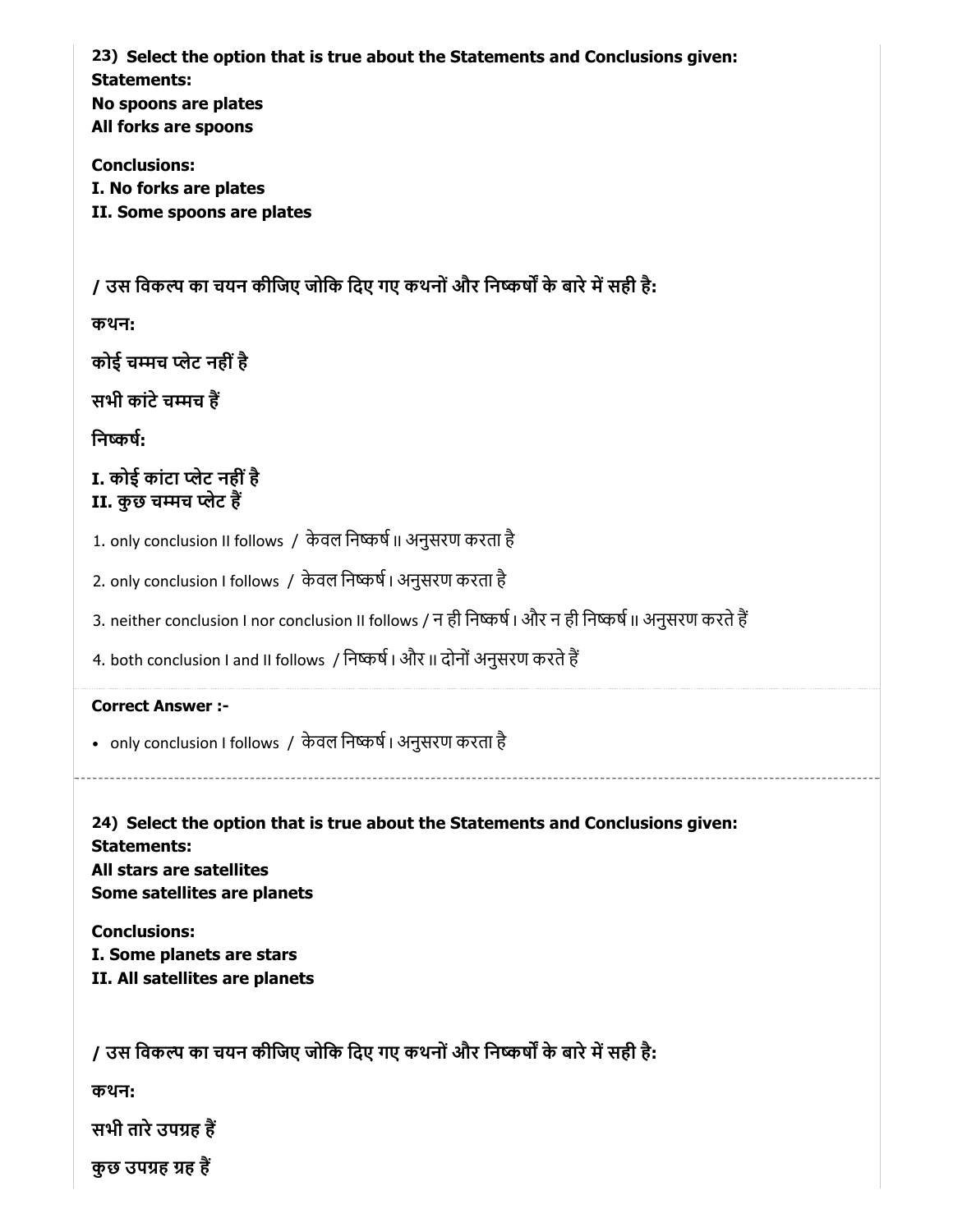**23) Select the option that is true about the Statements and Conclusions given:**
**Statements:**
**No spoons are plates**
**All forks are spoons**

**Conclusions:**
**I. No forks are plates**
**II. Some spoons are plates**

**/ उस विकल्प का चयन कीजिए जोकि दिए गए कथनों और निष्कर्षों के बारे में सही है:**

**कथन:**

**कोई चम्मच प्लेट नहीं है**

**सभी कांटे चम्मच हैं**

**निष्कर्ष:**

**I. कोई कांटा प्लेट नहीं है**
**II. कुछ चम्मच प्लेट हैं**

1. only conclusion II follows / केवल निष्कर्ष II अनुसरण करता है
2. only conclusion I follows / केवल निष्कर्ष I अनुसरण करता है
3. neither conclusion I nor conclusion II follows / न ही निष्कर्ष I और न ही निष्कर्ष II अनुसरण करते हैं
4. both conclusion I and II follows / निष्कर्ष I और II दोनों अनुसरण करते हैं

**Correct Answer :-**

- only conclusion I follows / केवल निष्कर्ष I अनुसरण करता है

---

**24) Select the option that is true about the Statements and Conclusions given:**
**Statements:**
**All stars are satellites**
**Some satellites are planets**

**Conclusions:**
**I. Some planets are stars**
**II. All satellites are planets**

**/ उस विकल्प का चयन कीजिए जोकि दिए गए कथनों और निष्कर्षों के बारे में सही है:**

**कथन:**

**सभी तारे उपग्रह हैं**

**कुछ उपग्रह ग्रह हैं**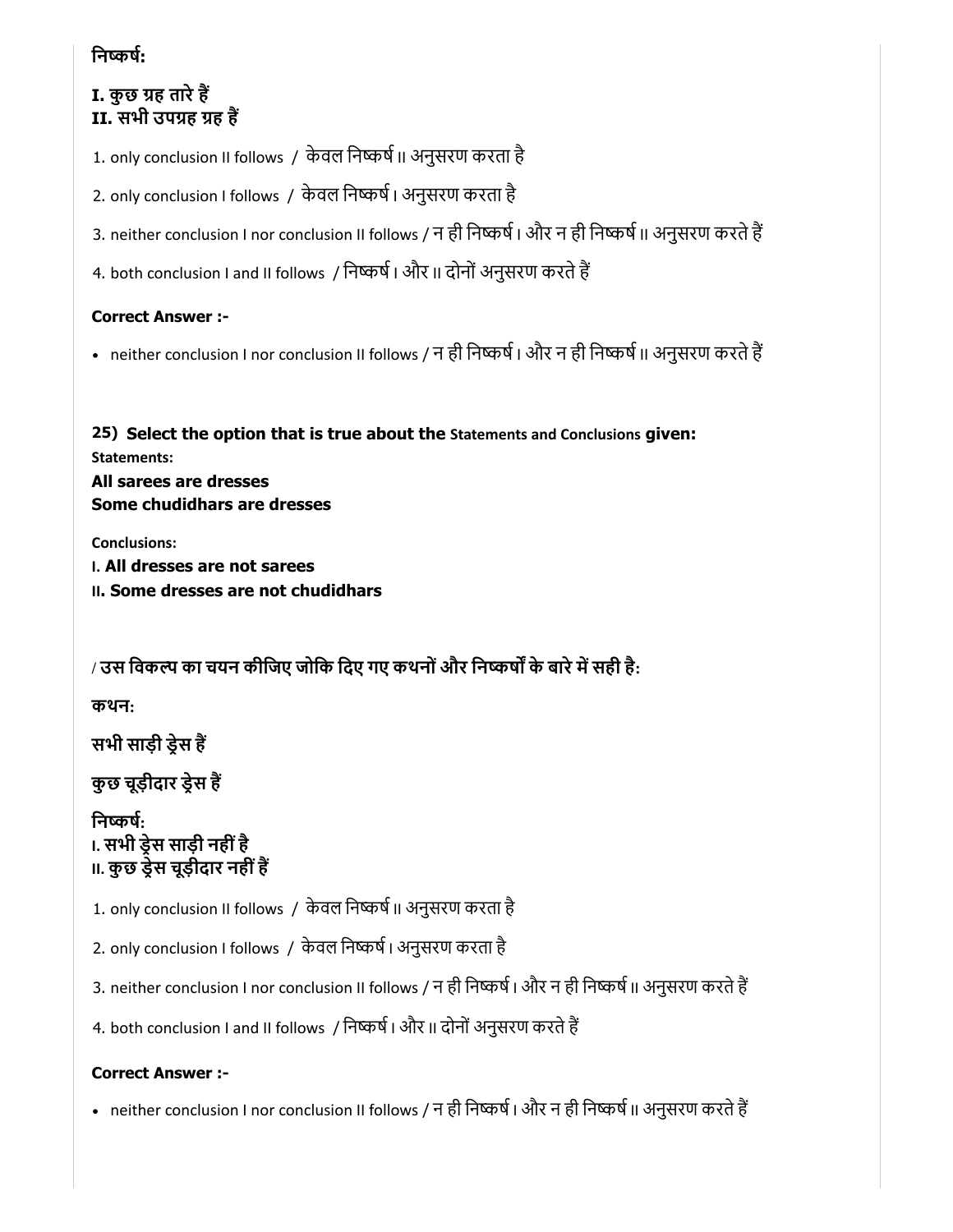**निष्कर्ष:**

**I. कुछ ग्रह तारे हैं**
**II. सभी उपग्रह ग्रह हैं**

1. only conclusion II follows / केवल निष्कर्ष II अनुसरण करता है
2. only conclusion I follows / केवल निष्कर्ष I अनुसरण करता है
3. neither conclusion I nor conclusion II follows / न ही निष्कर्ष I और न ही निष्कर्ष II अनुसरण करते हैं
4. both conclusion I and II follows / निष्कर्ष I और II दोनों अनुसरण करते हैं

**Correct Answer :-**

- neither conclusion I nor conclusion II follows / न ही निष्कर्ष I और न ही निष्कर्ष II अनुसरण करते हैं

**25) Select the option that is true about the Statements and Conclusions given:**

**Statements:**

**All sarees are dresses**
**Some chudidhars are dresses**

**Conclusions:**

I. **All dresses are not sarees**
II. **Some dresses are not chudidhars**

**/ उस विकल्प का चयन कीजिए जोकि दिए गए कथनों और निष्कर्षों के बारे में सही है:**

**कथन:**

**सभी साड़ी ड्रेस हैं**

**कुछ चूड़ीदार ड्रेस हैं**

**निष्कर्ष:**

**I. सभी ड्रेस साड़ी नहीं है**
**II. कुछ ड्रेस चूड़ीदार नहीं हैं**

1. only conclusion II follows / केवल निष्कर्ष II अनुसरण करता है
2. only conclusion I follows / केवल निष्कर्ष I अनुसरण करता है
3. neither conclusion I nor conclusion II follows / न ही निष्कर्ष I और न ही निष्कर्ष II अनुसरण करते हैं
4. both conclusion I and II follows / निष्कर्ष I और II दोनों अनुसरण करते हैं

**Correct Answer :-**

- neither conclusion I nor conclusion II follows / न ही निष्कर्ष I और न ही निष्कर्ष II अनुसरण करते हैं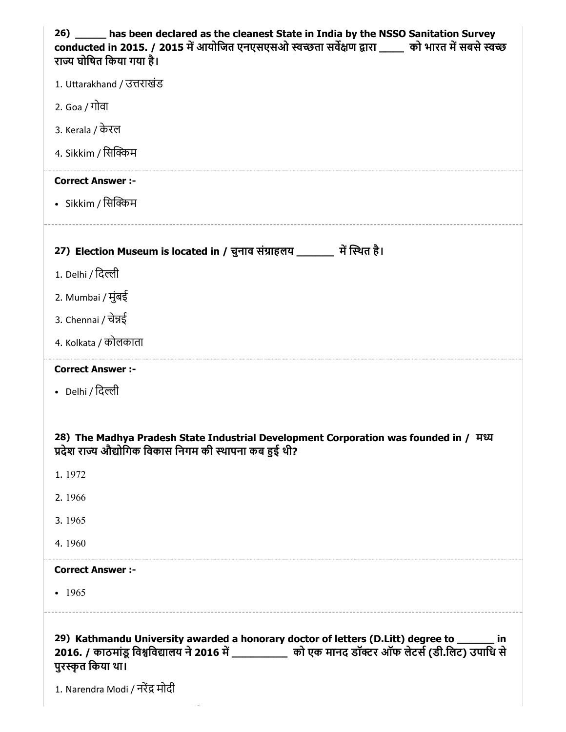**26) _____ has been declared as the cleanest State in India by the NSSO Sanitation Survey conducted in 2015. / 2015 में आयोजित एनएसएसओ स्वच्छता सर्वेक्षण द्वारा ____ को भारत में सबसे स्वच्छ राज्य घोषित किया गया है।**

1. Uttarakhand / उत्तराखंड
2. Goa / गोवा
3. Kerala / केरल
4. Sikkim / सिक्किम

**Correct Answer :-**

- Sikkim / सिक्किम

---

**27) Election Museum is located in / चुनाव संग्राहलय _______ में स्थित है।**

1. Delhi / दिल्ली
2. Mumbai / मुंबई
3. Chennai / चेन्नई
4. Kolkata / कोलकाता

**Correct Answer :-**

- Delhi / दिल्ली

**28) The Madhya Pradesh State Industrial Development Corporation was founded in / मध्य प्रदेश राज्य औद्योगिक विकास निगम की स्थापना कब हुई थी?**

1. 1972
2. 1966
3. 1965
4. 1960

**Correct Answer :-**

- 1965

---

**29) Kathmandu University awarded a honorary doctor of letters (D.Litt) degree to _______ in 2016. / काठमांडू विश्वविद्यालय ने 2016 में __________ को एक मानद डॉक्टर ऑफ लेटर्स (डी.लिट) उपाधि से पुरस्कृत किया था।**

1. Narendra Modi / नरेंद्र मोदी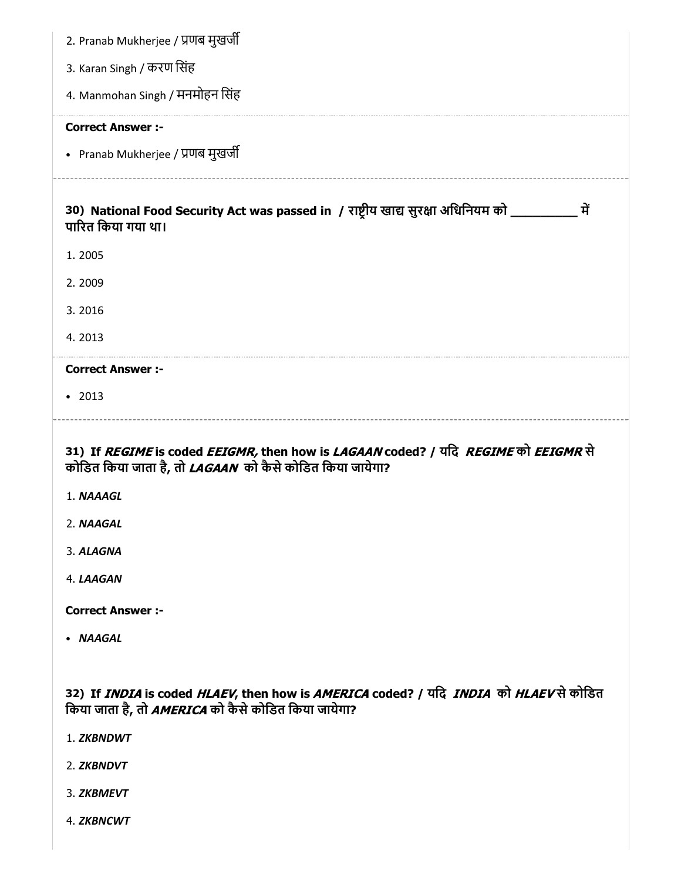2. Pranab Mukherjee / प्रणब मुखर्जी

3. Karan Singh / करण सिंह

4. Manmohan Singh / मनमोहन सिंह

**Correct Answer :-**

- Pranab Mukherjee / प्रणब मुखर्जी

---

**30) National Food Security Act was passed in / राष्ट्रीय खाद्य सुरक्षा अधिनियम को __________ में पारित किया गया था।**

1. 2005

2. 2009

3. 2016

4. 2013

**Correct Answer :-**

- 2013

---

**31) If *REGIME* is coded *EEIGMR,* then how is *LAGAAN* coded? / यदि *REGIME* को *EEIGMR* से कोडित किया जाता है, तो *LAGAAN* को कैसे कोडित किया जायेगा?**

1. ***NAAAGL***

2. ***NAAGAL***

3. ***ALAGNA***

4. ***LAAGAN***

**Correct Answer :-**

- ***NAAGAL***

---

**32) If *INDIA* is coded *HLAEV,* then how is *AMERICA* coded? / यदि *INDIA* को *HLAEV* से कोडित किया जाता है, तो *AMERICA* को कैसे कोडित किया जायेगा?**

1. ***ZKBNDWT***

2. ***ZKBNDVT***

3. ***ZKBMEVT***

4. ***ZKBNCWT***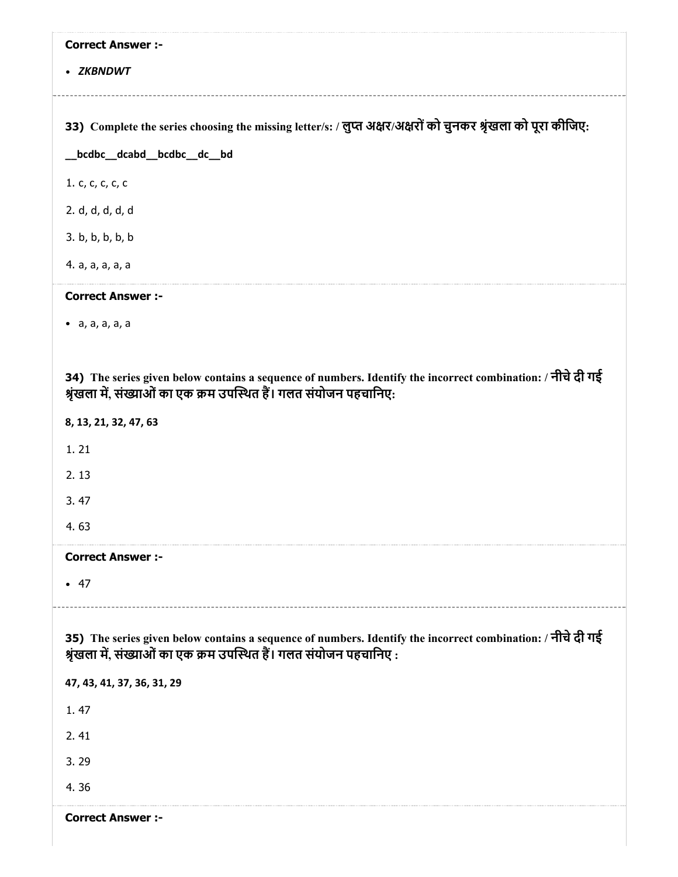**Correct Answer :-**

- *ZKBNDWT*

---

**33)** Complete the series choosing the missing letter/s: / लुप्त अक्षर/अक्षरों को चुनकर श्रृंखला को पूरा कीजिए:

**__bcdbc__dcabd__bcdbc__dc__bd**

1. c, c, c, c, c
2. d, d, d, d, d
3. b, b, b, b, b
4. a, a, a, a, a

**Correct Answer :-**

- a, a, a, a, a

---

**34)** The series given below contains a sequence of numbers. Identify the incorrect combination: / नीचे दी गई श्रृंखला में, संख्याओं का एक क्रम उपस्थित हैं। गलत संयोजन पहचानिए:

**8, 13, 21, 32, 47, 63**

1. 21
2. 13
3. 47
4. 63

**Correct Answer :-**

- 47

---

**35)** The series given below contains a sequence of numbers. Identify the incorrect combination: / नीचे दी गई श्रृंखला में, संख्याओं का एक क्रम उपस्थित हैं। गलत संयोजन पहचानिए :

**47, 43, 41, 37, 36, 31, 29**

1. 47
2. 41
3. 29
4. 36

**Correct Answer :-**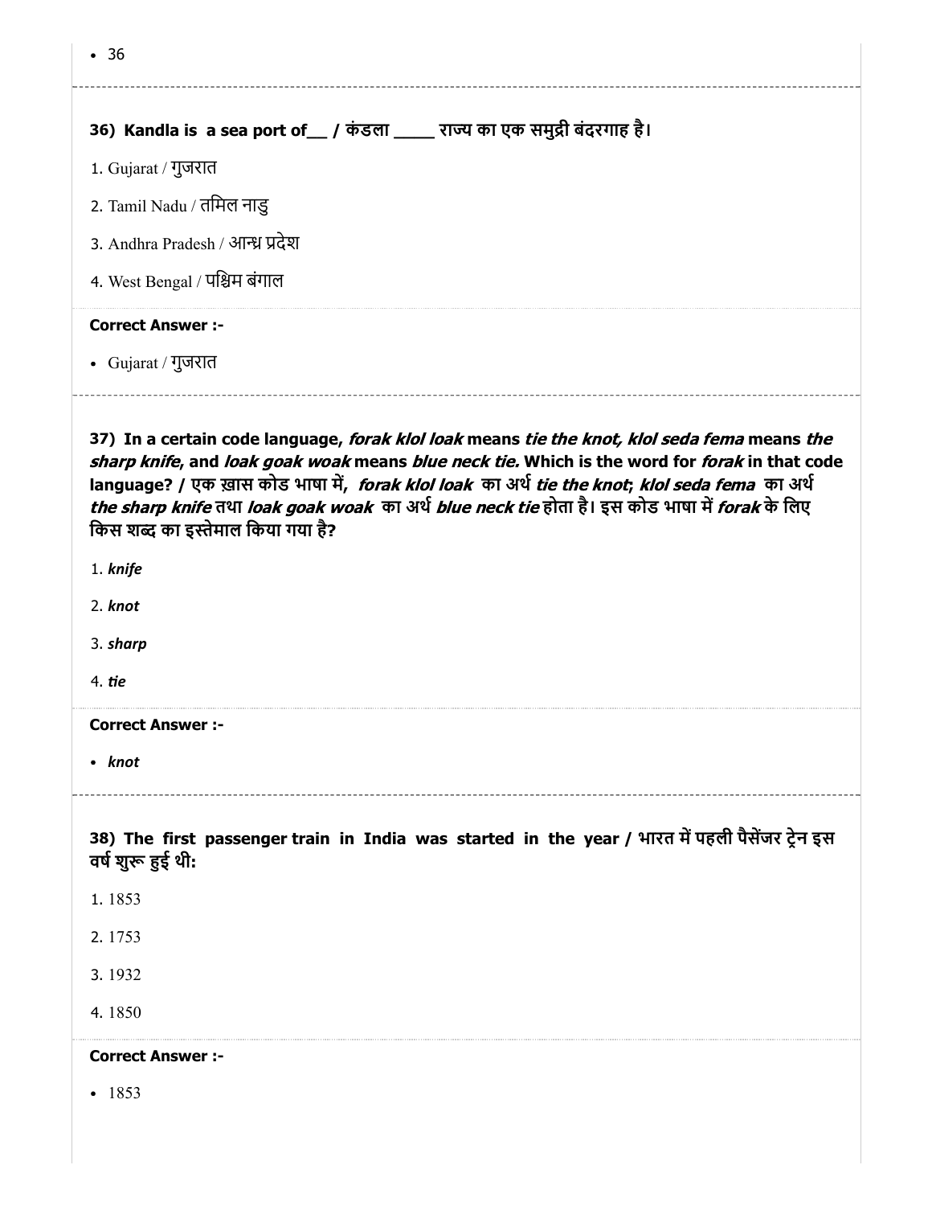- 36

**36) Kandla is a sea port of__ / कंडला ____ राज्य का एक समुद्री बंदरगाह है।**

1. Gujarat / गुजरात
2. Tamil Nadu / तमिल नाडु
3. Andhra Pradesh / आन्ध्र प्रदेश
4. West Bengal / पश्चिम बंगाल

**Correct Answer :-**

- Gujarat / गुजरात

**37) In a certain code language, *forak klol loak* means *tie the knot, klol seda fema* means *the sharp knife*, and *loak goak woak* means *blue neck tie.* Which is the word for *forak* in that code language? / एक ख़ास कोड भाषा में, *forak klol loak* का अर्थ *tie the knot*; *klol seda fema* का अर्थ *the sharp knife* तथा *loak goak woak* का अर्थ *blue neck tie* होता है। इस कोड भाषा में *forak* के लिए किस शब्द का इस्तेमाल किया गया है?**

1. ***knife***
2. ***knot***
3. ***sharp***
4. ***tie***

**Correct Answer :-**

- ***knot***

**38) The first passenger train in India was started in the year / भारत में पहली पैसेंजर ट्रेन इस वर्ष शुरू हुई थी:**

1. 1853
2. 1753
3. 1932
4. 1850

**Correct Answer :-**

- 1853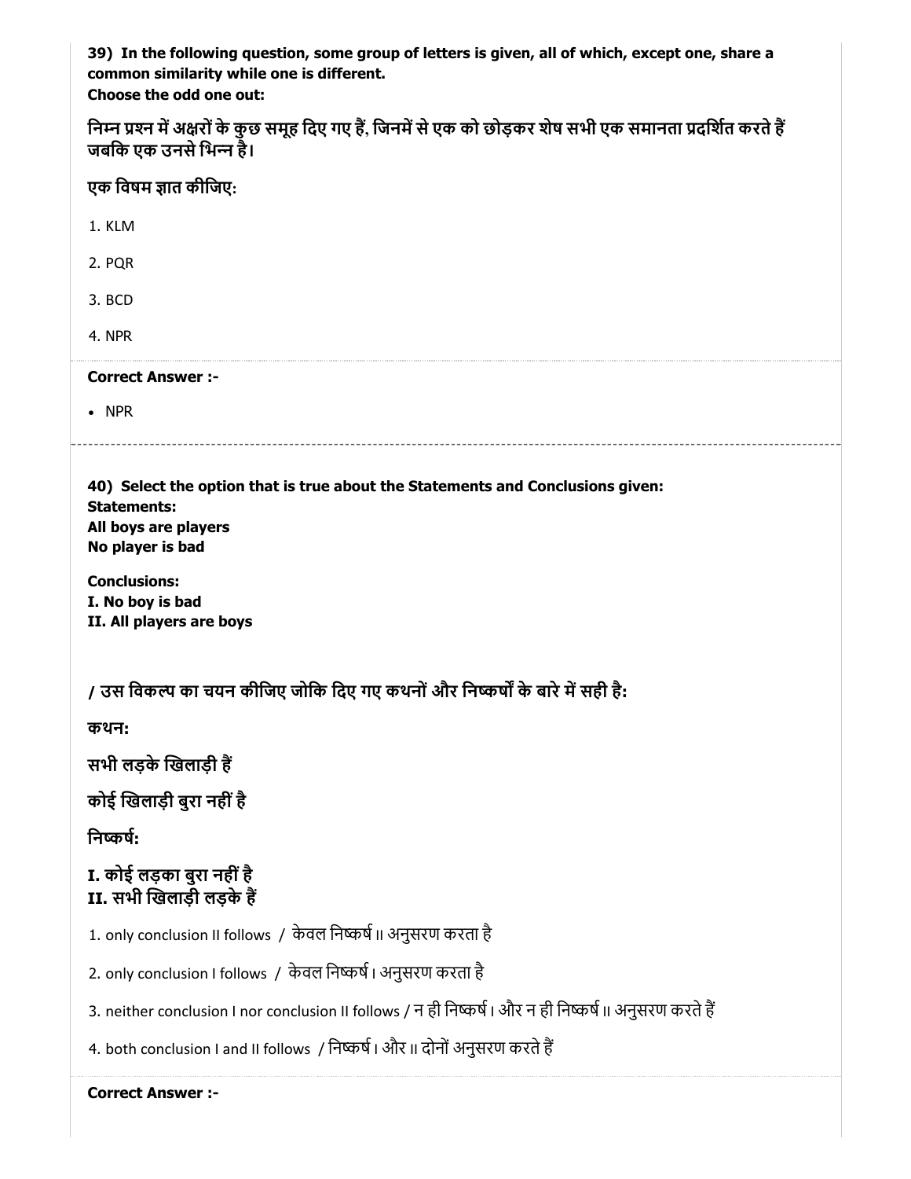**39) In the following question, some group of letters is given, all of which, except one, share a common similarity while one is different.**
**Choose the odd one out:**

**निम्न प्रश्न में अक्षरों के कुछ समूह दिए गए हैं, जिनमें से एक को छोड़कर शेष सभी एक समानता प्रदर्शित करते हैं जबकि एक उनसे भिन्न है।**

**एक विषम ज्ञात कीजिए:**

1. KLM

2. PQR

3. BCD

4. NPR

**Correct Answer :-**

- NPR

---

**40) Select the option that is true about the Statements and Conclusions given:**
**Statements:**
**All boys are players**
**No player is bad**

**Conclusions:**
**I. No boy is bad**
**II. All players are boys**

**/ उस विकल्प का चयन कीजिए जोकि दिए गए कथनों और निष्कर्षों के बारे में सही है:**

**कथन:**

**सभी लड़के खिलाड़ी हैं**

**कोई खिलाड़ी बुरा नहीं है**

**निष्कर्ष:**

**I. कोई लड़का बुरा नहीं है**
**II. सभी खिलाड़ी लड़के हैं**

1. only conclusion II follows / केवल निष्कर्ष II अनुसरण करता है

2. only conclusion I follows / केवल निष्कर्ष I अनुसरण करता है

3. neither conclusion I nor conclusion II follows / न ही निष्कर्ष I और न ही निष्कर्ष II अनुसरण करते हैं

4. both conclusion I and II follows / निष्कर्ष I और II दोनों अनुसरण करते हैं

**Correct Answer :-**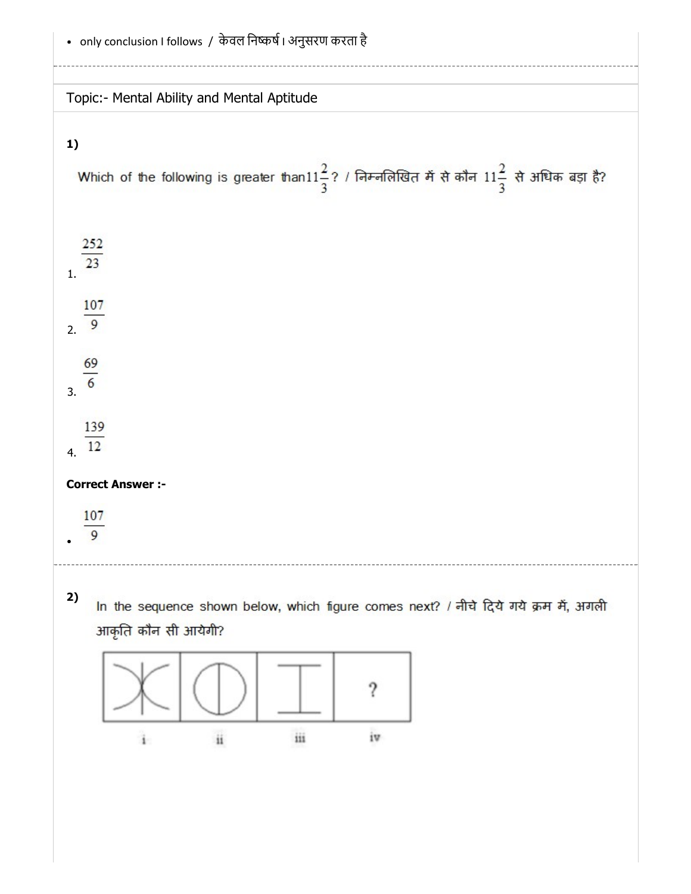- only conclusion I follows / केवल निष्कर्ष I अनुसरण करता है

Topic:- Mental Ability and Mental Aptitude

**1)**

Which of the following is greater than $11\frac{2}{3}$? / निम्नलिखित में से कौन $11\frac{2}{3}$ से अधिक बड़ा है?

1. $\frac{252}{23}$
2. $\frac{107}{9}$
3. $\frac{69}{6}$
4. $\frac{139}{12}$

**Correct Answer :-**

- $\frac{107}{9}$

**2)**

In the sequence shown below, which figure comes next? / नीचे दिये गये क्रम में, अगली आकृति कौन सी आयेगी?

| i | ii | iii | iv |
|---|---|---|---|
| | | | ? |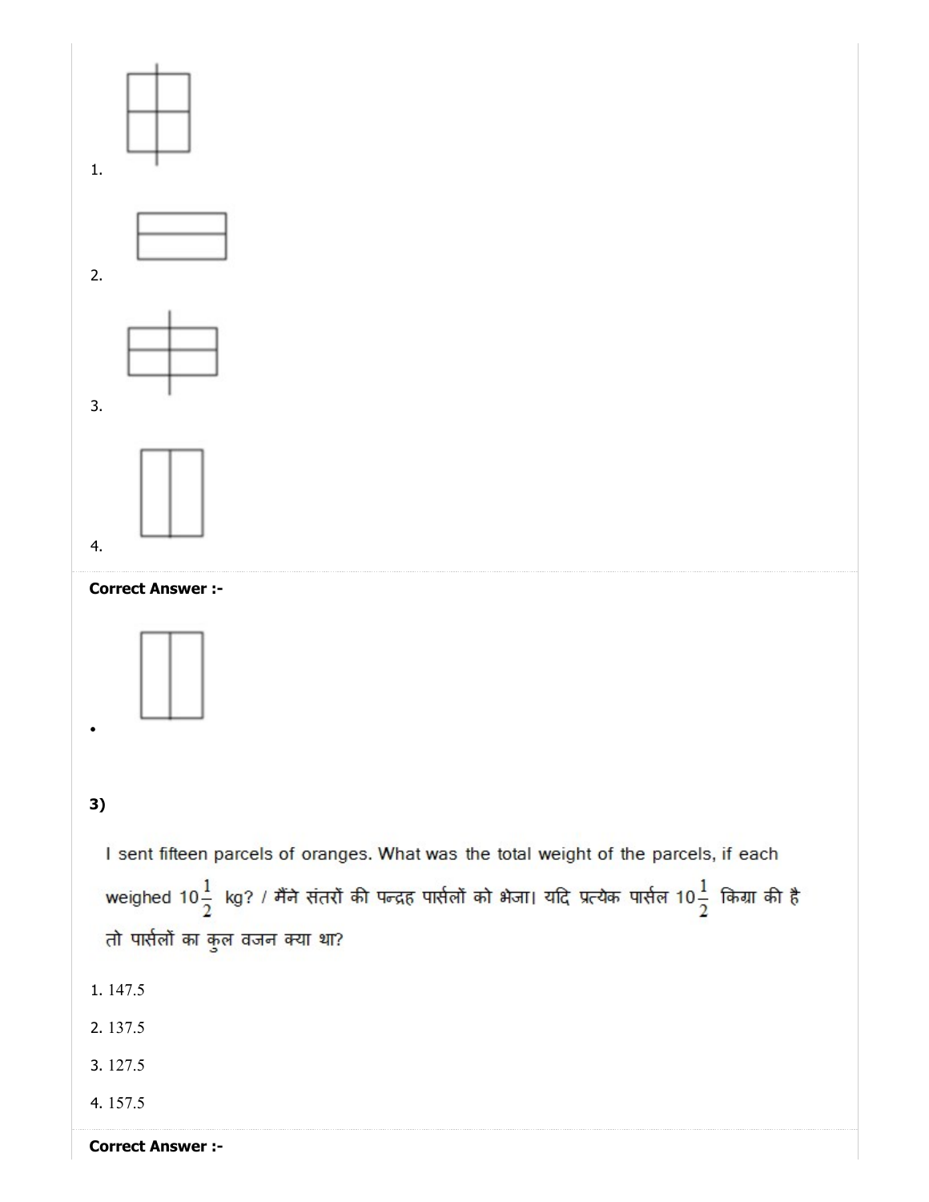1.

2.

3.

4.

**Correct Answer :-**

•

**3)**

I sent fifteen parcels of oranges. What was the total weight of the parcels, if each weighed $10\frac{1}{2}$ kg? / मैंने संतरों की पन्द्रह पार्सलों को भेजा। यदि प्रत्येक पार्सल $10\frac{1}{2}$ किग्रा की है तो पार्सलों का कुल वजन क्या था?

1. 147.5
2. 137.5
3. 127.5
4. 157.5

**Correct Answer :-**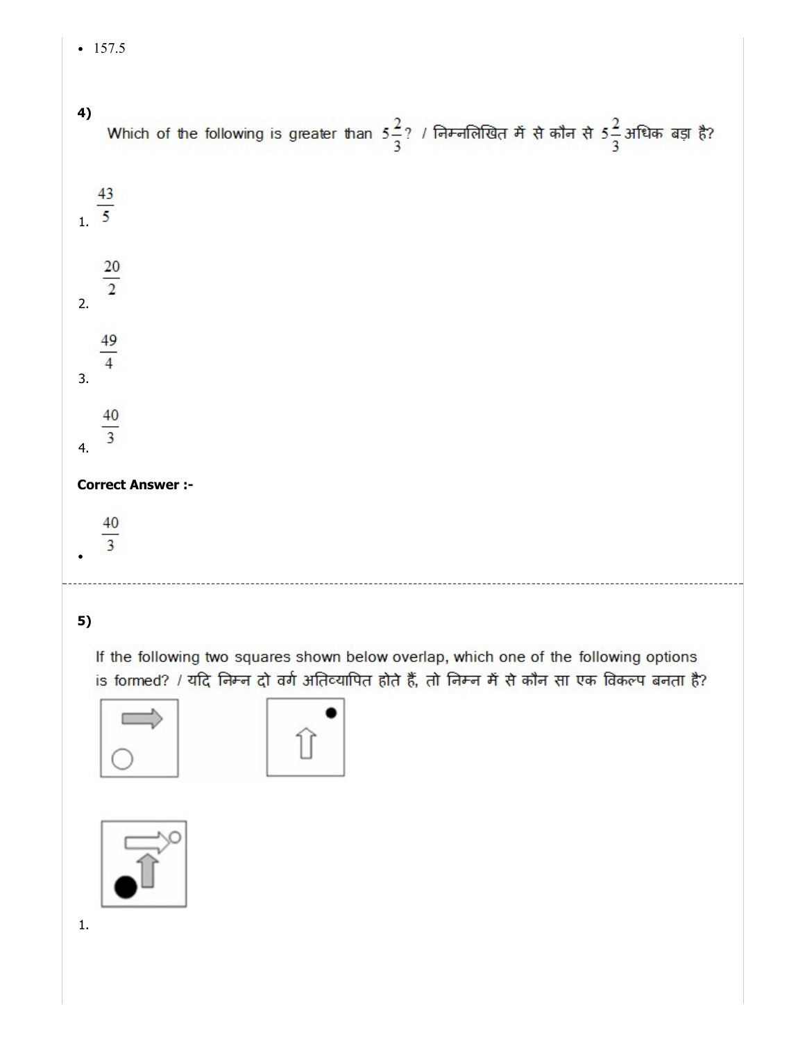- 157.5

**4)**

Which of the following is greater than $5\frac{2}{3}$? / निम्नलिखित में से कौन से $5\frac{2}{3}$ अधिक बड़ा है?

1. $\frac{43}{5}$

2. $\frac{20}{2}$

3. $\frac{49}{4}$

4. $\frac{40}{3}$

**Correct Answer :-**

- $\frac{40}{3}$

---

**5)**

If the following two squares shown below overlap, which one of the following options is formed? / यदि निम्न दो वर्ग अतिव्यापित होते हैं, तो निम्न में से कौन सा एक विकल्प बनता है?

1.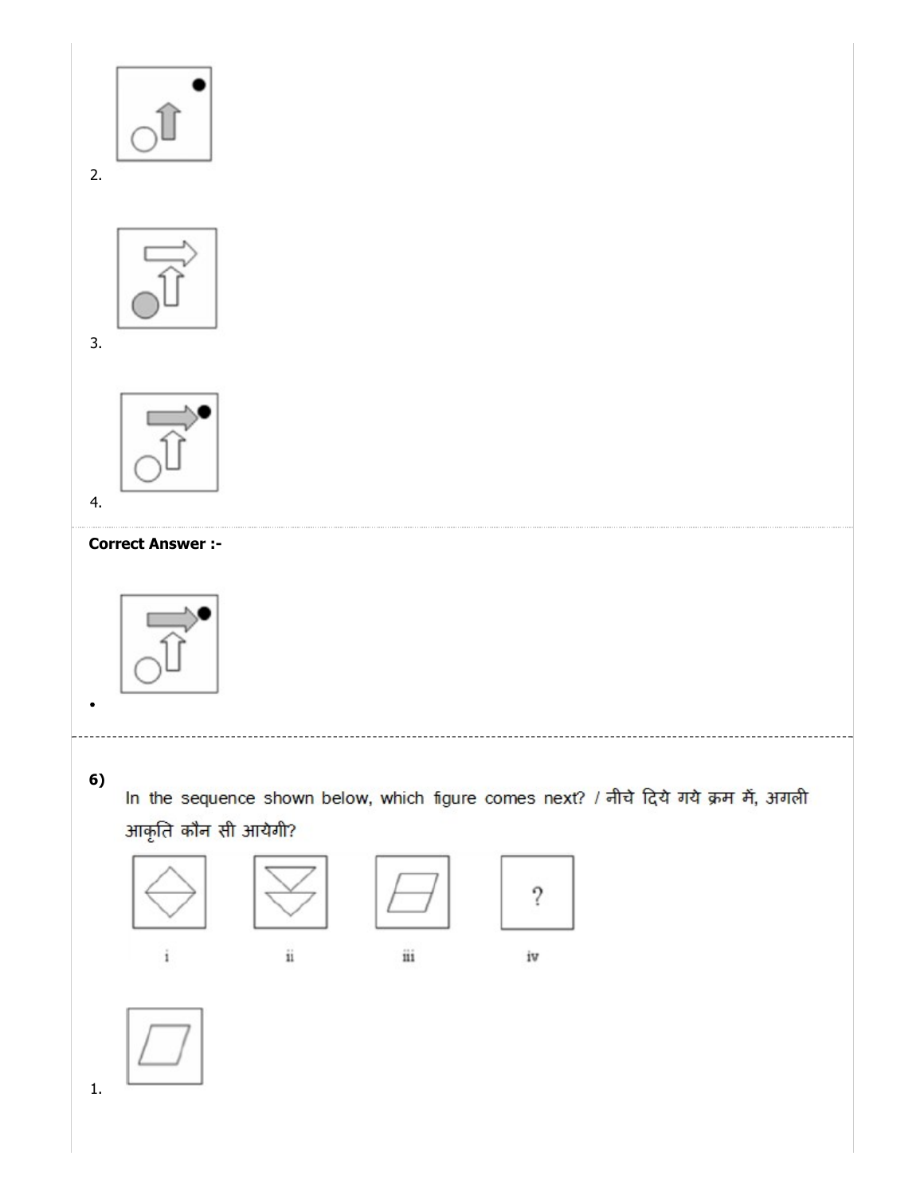2.

3.

4.

**Correct Answer :-**

- 

---

**6)**

In the sequence shown below, which figure comes next? / नीचे दिये गये क्रम में, अगली आकृति कौन सी आयेगी?

i ii iii iv

?

1.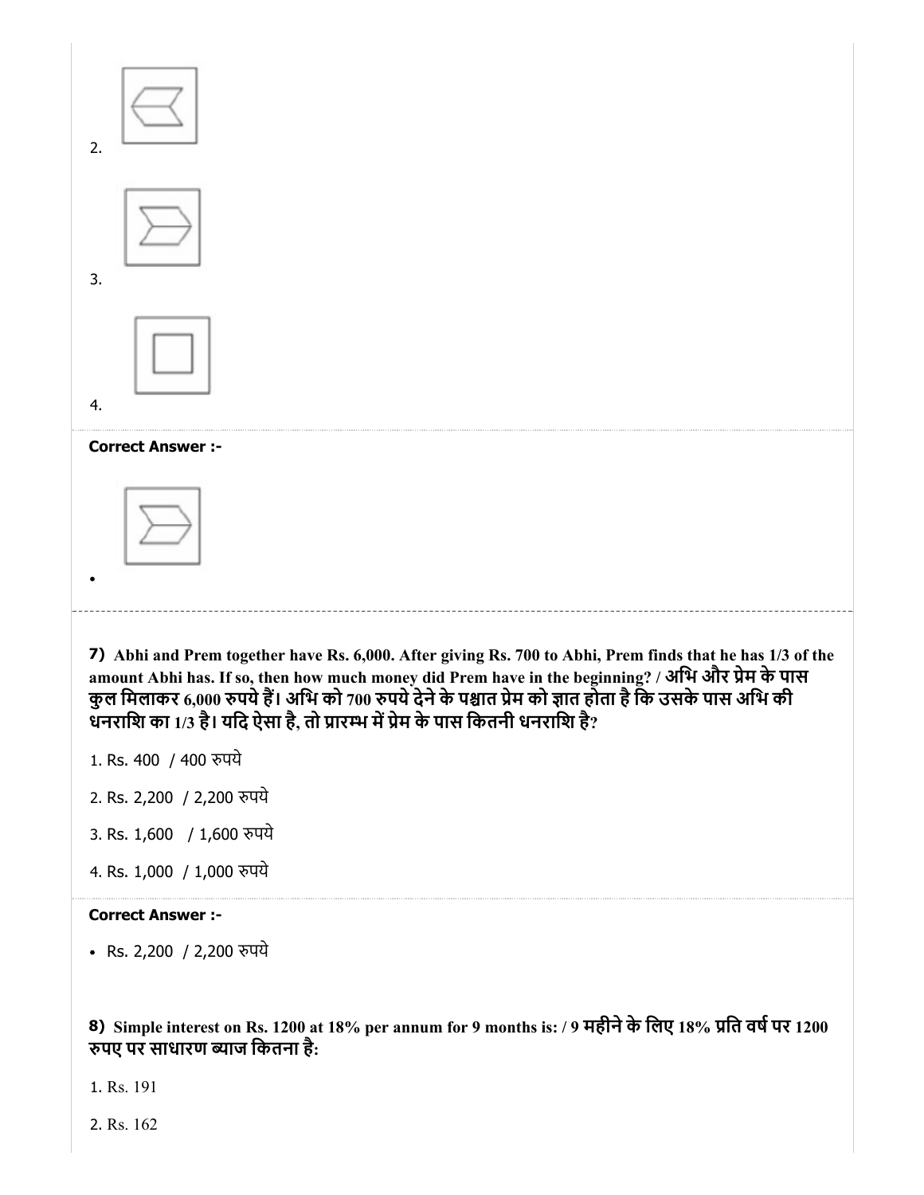2.

3.

4.

**Correct Answer :-**

- 

---

**7)** **Abhi and Prem together have Rs. 6,000. After giving Rs. 700 to Abhi, Prem finds that he has 1/3 of the amount Abhi has. If so, then how much money did Prem have in the beginning? / अभि और प्रेम के पास कुल मिलाकर 6,000 रुपये हैं। अभि को 700 रुपये देने के पश्चात प्रेम को ज्ञात होता है कि उसके पास अभि की धनराशि का 1/3 है। यदि ऐसा है, तो प्रारम्भ में प्रेम के पास कितनी धनराशि है?**

1. Rs. 400 / 400 रुपये
2. Rs. 2,200 / 2,200 रुपये
3. Rs. 1,600 / 1,600 रुपये
4. Rs. 1,000 / 1,000 रुपये

**Correct Answer :-**

- Rs. 2,200 / 2,200 रुपये

**8)** **Simple interest on Rs. 1200 at 18% per annum for 9 months is: / 9 महीने के लिए 18% प्रति वर्ष पर 1200 रुपए पर साधारण ब्याज कितना है:**

1. Rs. 191
2. Rs. 162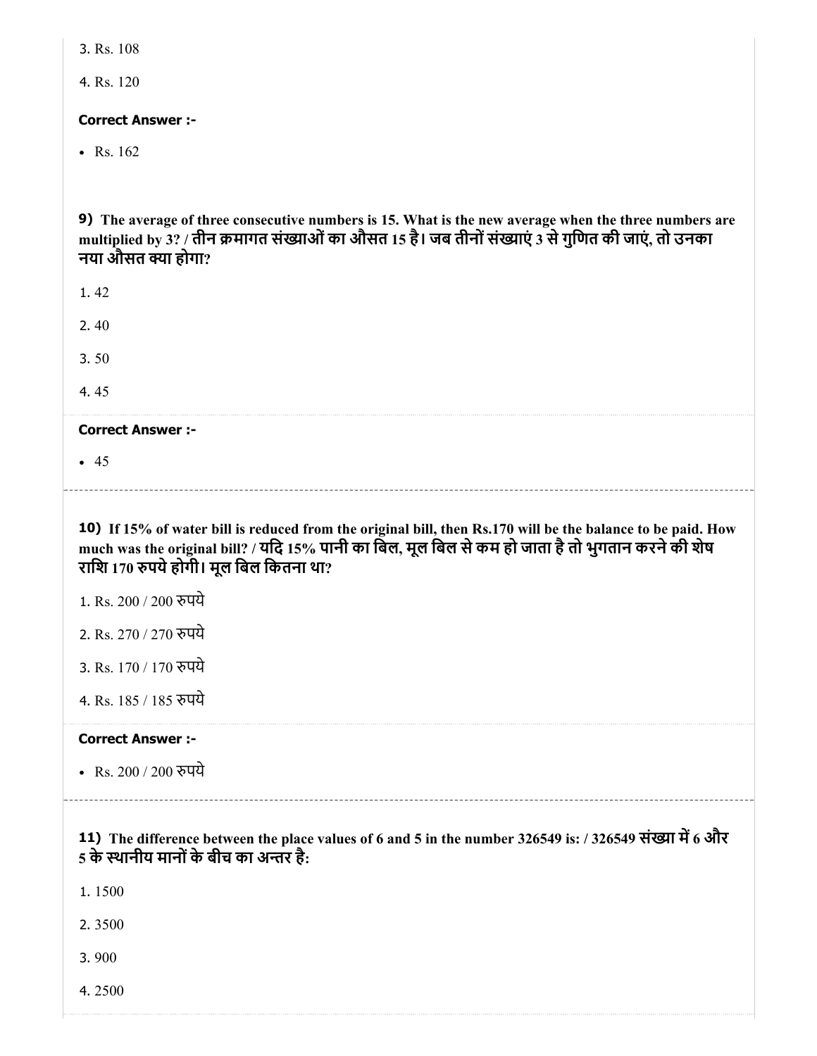3. Rs. 108

4. Rs. 120

**Correct Answer :-**

- Rs. 162

**9)** **The average of three consecutive numbers is 15. What is the new average when the three numbers are multiplied by 3? / तीन क्रमागत संख्याओं का औसत 15 है। जब तीनों संख्याएं 3 से गुणित की जाएं, तो उनका नया औसत क्या होगा?**

1. 42

2. 40

3. 50

4. 45

**Correct Answer :-**

- 45

**10)** **If 15% of water bill is reduced from the original bill, then Rs.170 will be the balance to be paid. How much was the original bill? / यदि 15% पानी का बिल, मूल बिल से कम हो जाता है तो भुगतान करने की शेष राशि 170 रुपये होगी। मूल बिल कितना था?**

1. Rs. 200 / 200 रुपये

2. Rs. 270 / 270 रुपये

3. Rs. 170 / 170 रुपये

4. Rs. 185 / 185 रुपये

**Correct Answer :-**

- Rs. 200 / 200 रुपये

**11)** **The difference between the place values of 6 and 5 in the number 326549 is: / 326549 संख्या में 6 और 5 के स्थानीय मानों के बीच का अन्तर है:**

1. 1500

2. 3500

3. 900

4. 2500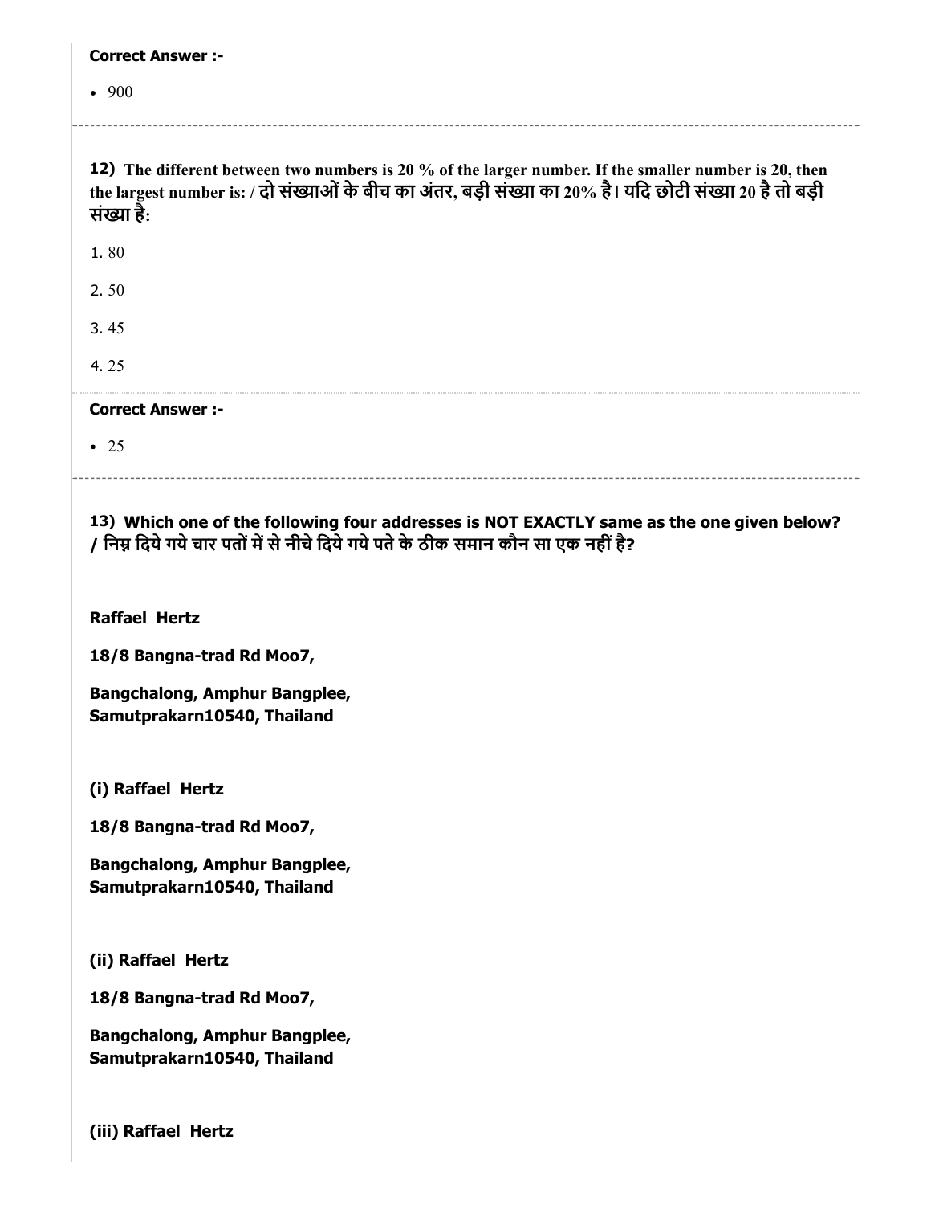**Correct Answer :-**

- 900

12) The different between two numbers is 20 % of the larger number. If the smaller number is 20, then the largest number is: / दो संख्याओं के बीच का अंतर, बड़ी संख्या का 20% है। यदि छोटी संख्या 20 है तो बड़ी संख्या है:

1. 80

2. 50

3. 45

4. 25

**Correct Answer :-**

- 25

**13) Which one of the following four addresses is NOT EXACTLY same as the one given below? / निम्न दिये गये चार पतों में से नीचे दिये गये पते के ठीक समान कौन सा एक नहीं है?**

**Raffael Hertz**

**18/8 Bangna-trad Rd Moo7,**

**Bangchalong, Amphur Bangplee,**
**Samutprakarn10540, Thailand**

**(i) Raffael Hertz**

**18/8 Bangna-trad Rd Moo7,**

**Bangchalong, Amphur Bangplee,**
**Samutprakarn10540, Thailand**

**(ii) Raffael Hertz**

**18/8 Bangna-trad Rd Moo7,**

**Bangchalong, Amphur Bangplee,**
**Samutprakarn10540, Thailand**

**(iii) Raffael Hertz**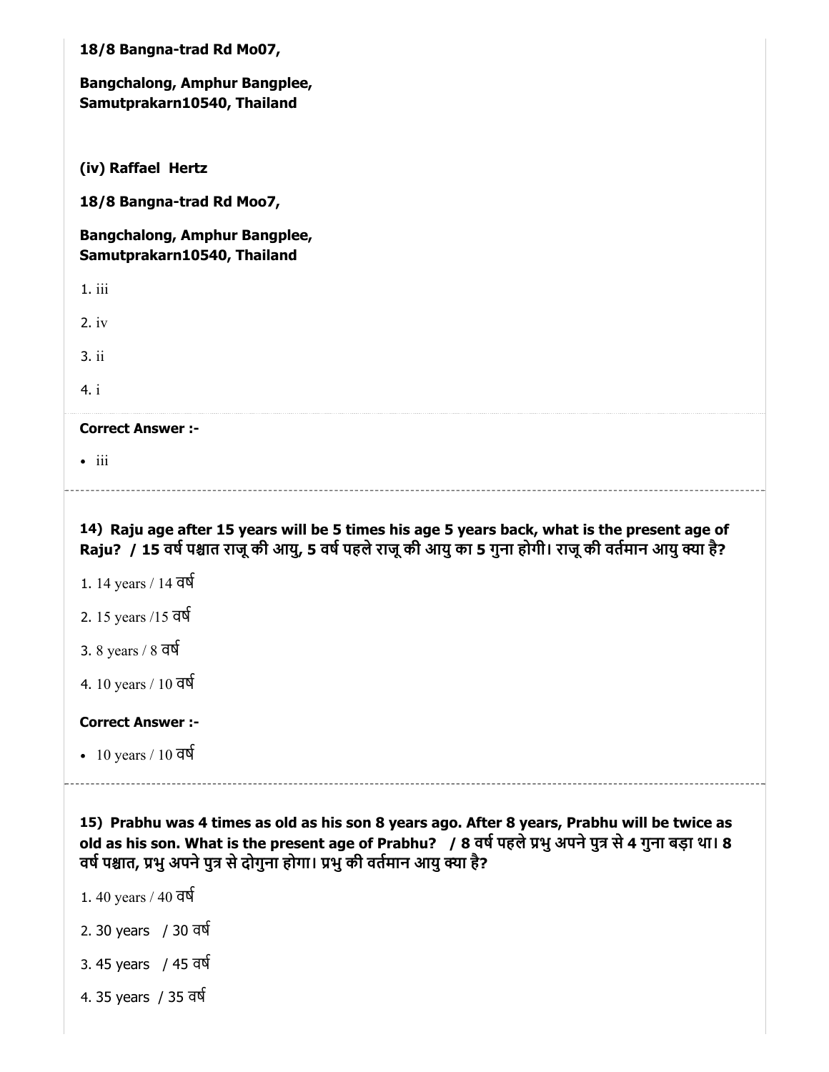**18/8 Bangna-trad Rd Mo07,**

**Bangchalong, Amphur Bangplee, Samutprakarn10540, Thailand**

**(iv) Raffael Hertz**

**18/8 Bangna-trad Rd Moo7,**

**Bangchalong, Amphur Bangplee, Samutprakarn10540, Thailand**

1. iii
2. iv
3. ii
4. i

**Correct Answer :-**

- iii

---

**14) Raju age after 15 years will be 5 times his age 5 years back, what is the present age of Raju? / 15 वर्ष पश्चात राजू की आयु, 5 वर्ष पहले राजू की आयु का 5 गुना होगी। राजू की वर्तमान आयु क्या है?**

1. 14 years / 14 वर्ष
2. 15 years /15 वर्ष
3. 8 years / 8 वर्ष
4. 10 years / 10 वर्ष

**Correct Answer :-**

- 10 years / 10 वर्ष

---

**15) Prabhu was 4 times as old as his son 8 years ago. After 8 years, Prabhu will be twice as old as his son. What is the present age of Prabhu? / 8 वर्ष पहले प्रभु अपने पुत्र से 4 गुना बड़ा था। 8 वर्ष पश्चात, प्रभु अपने पुत्र से दोगुना होगा। प्रभु की वर्तमान आयु क्या है?**

1. 40 years / 40 वर्ष
2. 30 years / 30 वर्ष
3. 45 years / 45 वर्ष
4. 35 years / 35 वर्ष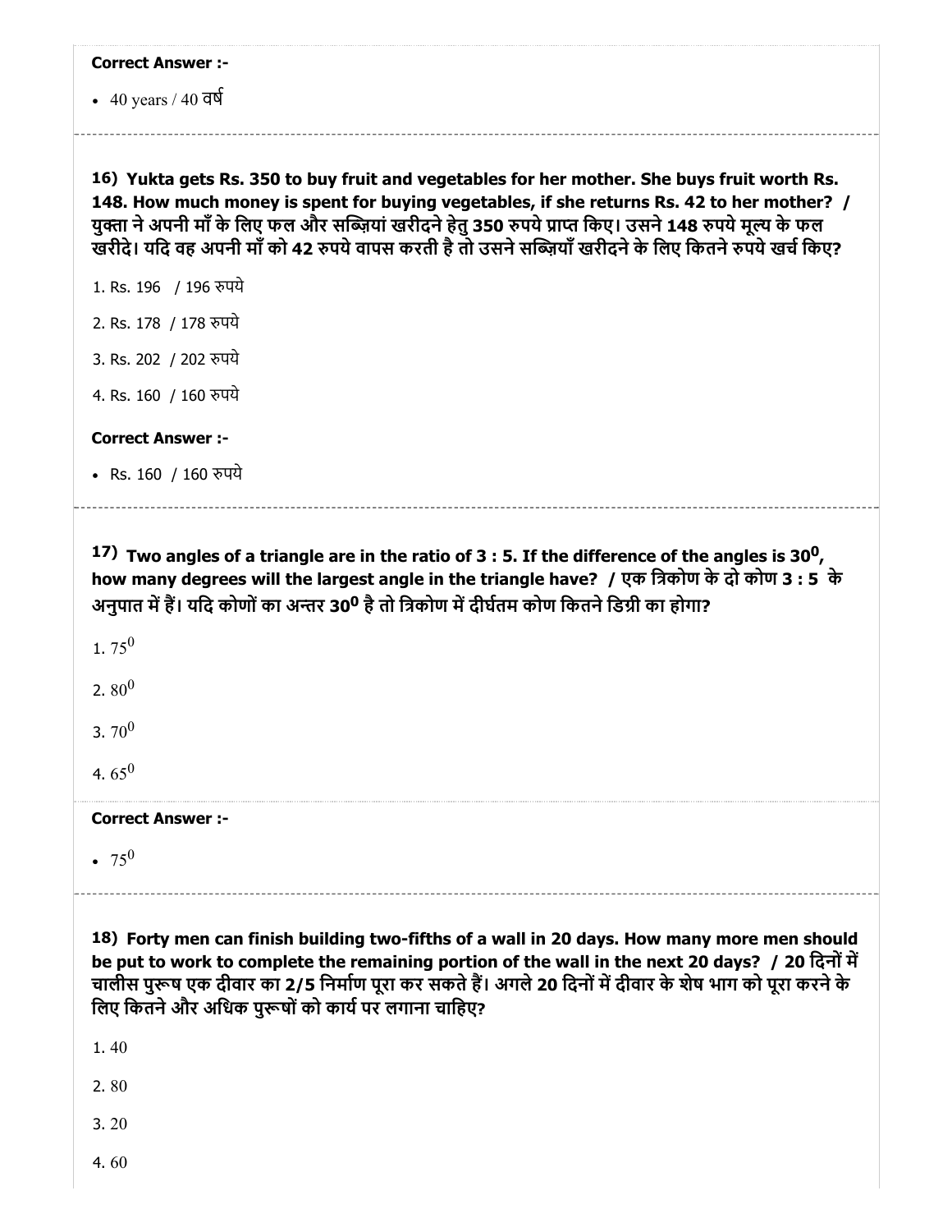**Correct Answer :-**

- 40 years / 40 वर्ष

---

**16) Yukta gets Rs. 350 to buy fruit and vegetables for her mother. She buys fruit worth Rs. 148. How much money is spent for buying vegetables, if she returns Rs. 42 to her mother? / युक्ता ने अपनी माँ के लिए फल और सब्ज़ियां ख़रीदने हेतु 350 रुपये प्राप्त किए। उसने 148 रुपये मूल्य के फल ख़रीदे। यदि वह अपनी माँ को 42 रुपये वापस करती है तो उसने सब्ज़ियाँ ख़रीदने के लिए कितने रुपये खर्च किए?**

1. Rs. 196 / 196 रुपये
2. Rs. 178 / 178 रुपये
3. Rs. 202 / 202 रुपये
4. Rs. 160 / 160 रुपये

**Correct Answer :-**

- Rs. 160 / 160 रुपये

---

**17) Two angles of a triangle are in the ratio of 3 : 5. If the difference of the angles is $30^0$, how many degrees will the largest angle in the triangle have? / एक त्रिकोण के दो कोण 3 : 5 के अनुपात में हैं। यदि कोणों का अन्तर $30^0$ है तो त्रिकोण में दीर्घतम कोण कितने डिग्री का होगा?**

1. $75^0$
2. $80^0$
3. $70^0$
4. $65^0$

**Correct Answer :-**

- $75^0$

---

**18) Forty men can finish building two-fifths of a wall in 20 days. How many more men should be put to work to complete the remaining portion of the wall in the next 20 days? / 20 दिनों में चालीस पुरूष एक दीवार का 2/5 निर्माण पूरा कर सकते हैं। अगले 20 दिनों में दीवार के शेष भाग को पूरा करने के लिए कितने और अधिक पुरूषों को कार्य पर लगाना चाहिए?**

1. 40
2. 80
3. 20
4. 60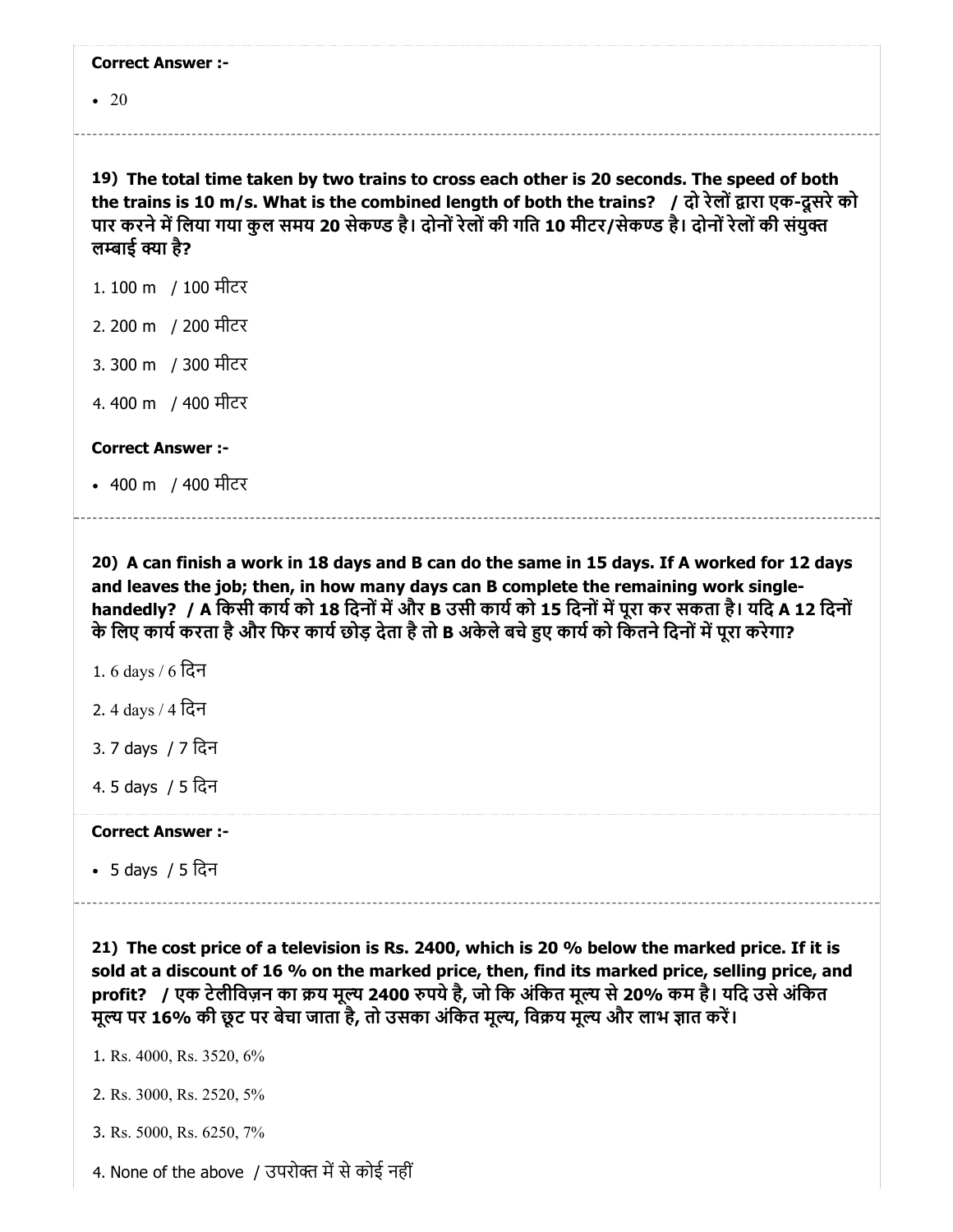**Correct Answer :-**

- 20

---

**19) The total time taken by two trains to cross each other is 20 seconds. The speed of both the trains is 10 m/s. What is the combined length of both the trains? / दो रेलों द्वारा एक-दूसरे को पार करने में लिया गया कुल समय 20 सेकण्ड है। दोनों रेलों की गति 10 मीटर/सेकण्ड है। दोनों रेलों की संयुक्त लम्बाई क्या है?**

1. 100 m / 100 मीटर
2. 200 m / 200 मीटर
3. 300 m / 300 मीटर
4. 400 m / 400 मीटर

**Correct Answer :-**

- 400 m / 400 मीटर

---

**20) A can finish a work in 18 days and B can do the same in 15 days. If A worked for 12 days and leaves the job; then, in how many days can B complete the remaining work single-handedly? / A किसी कार्य को 18 दिनों में और B उसी कार्य को 15 दिनों में पूरा कर सकता है। यदि A 12 दिनों के लिए कार्य करता है और फिर कार्य छोड़ देता है तो B अकेले बचे हुए कार्य को कितने दिनों में पूरा करेगा?**

1. 6 days / 6 दिन
2. 4 days / 4 दिन
3. 7 days / 7 दिन
4. 5 days / 5 दिन

**Correct Answer :-**

- 5 days / 5 दिन

---

**21) The cost price of a television is Rs. 2400, which is 20 % below the marked price. If it is sold at a discount of 16 % on the marked price, then, find its marked price, selling price, and profit? / एक टेलीविज़न का क्रय मूल्य 2400 रुपये है, जो कि अंकित मूल्य से 20% कम है। यदि उसे अंकित मूल्य पर 16% की छूट पर बेचा जाता है, तो उसका अंकित मूल्य, विक्रय मूल्य और लाभ ज्ञात करें।**

1. Rs. 4000, Rs. 3520, 6%
2. Rs. 3000, Rs. 2520, 5%
3. Rs. 5000, Rs. 6250, 7%
4. None of the above / उपरोक्त में से कोई नहीं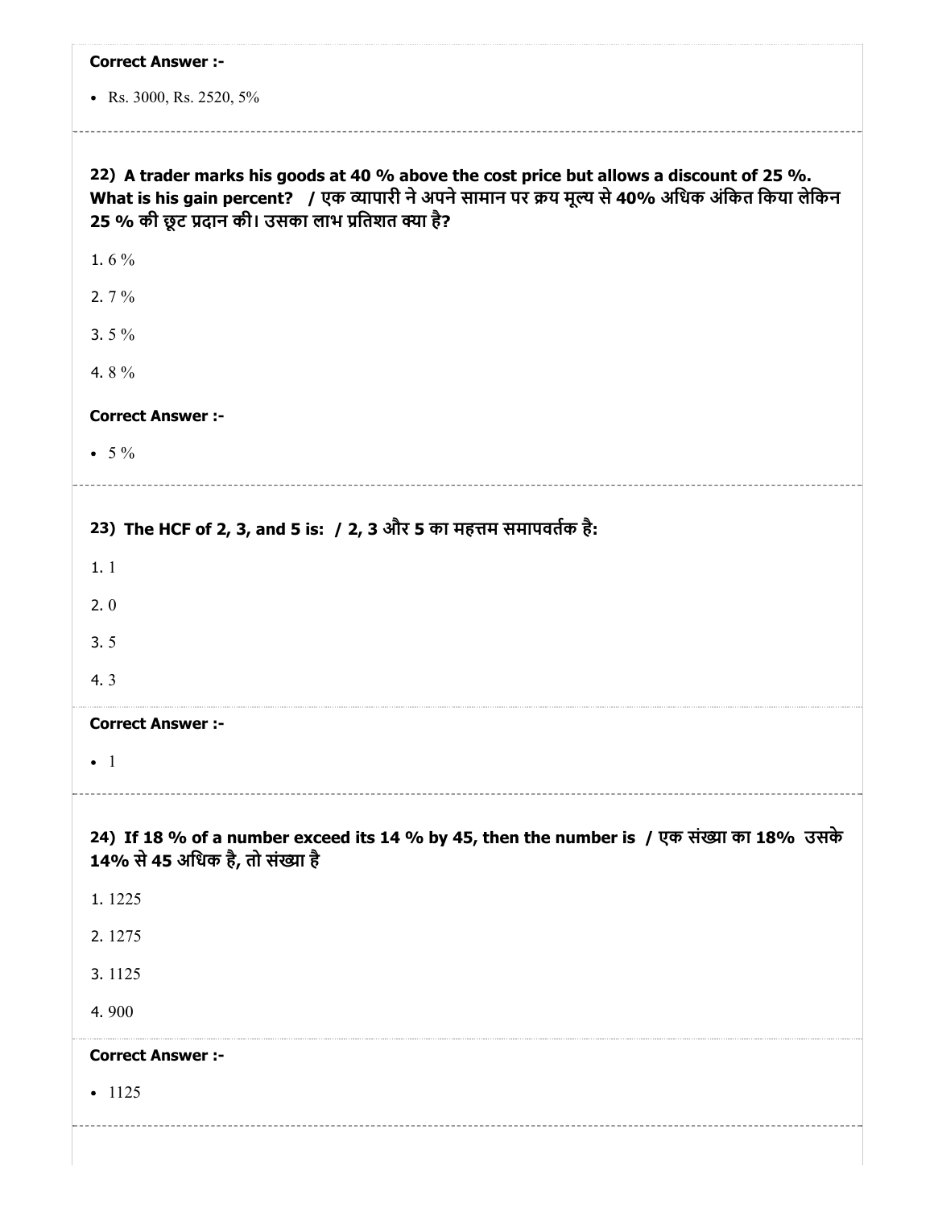**Correct Answer :-**

- Rs. 3000, Rs. 2520, 5%

**22) A trader marks his goods at 40 % above the cost price but allows a discount of 25 %. What is his gain percent? / एक व्यापारी ने अपने सामान पर क्रय मूल्य से 40% अधिक अंकित किया लेकिन 25 % की छूट प्रदान की। उसका लाभ प्रतिशत क्या है?**

1. 6 %
2. 7 %
3. 5 %
4. 8 %

**Correct Answer :-**

- 5 %

**23) The HCF of 2, 3, and 5 is: / 2, 3 और 5 का महत्तम समापवर्तक है:**

1. 1
2. 0
3. 5
4. 3

**Correct Answer :-**

- 1

**24) If 18 % of a number exceed its 14 % by 45, then the number is / एक संख्या का 18% उसके 14% से 45 अधिक है, तो संख्या है**

1. 1225
2. 1275
3. 1125
4. 900

**Correct Answer :-**

- 1125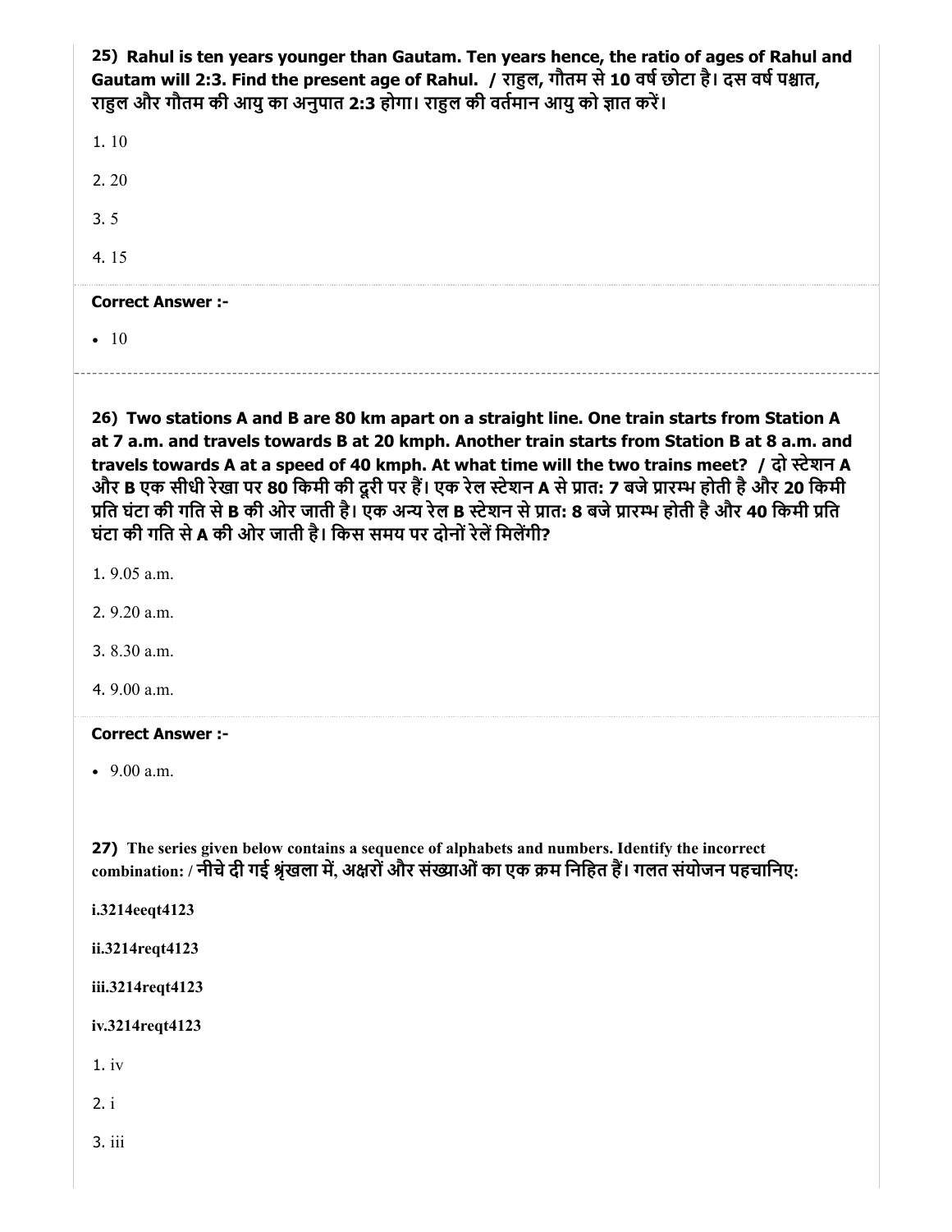**25) Rahul is ten years younger than Gautam. Ten years hence, the ratio of ages of Rahul and Gautam will 2:3. Find the present age of Rahul. / राहुल, गौतम से 10 वर्ष छोटा है। दस वर्ष पश्चात, राहुल और गौतम की आयु का अनुपात 2:3 होगा। राहुल की वर्तमान आयु को ज्ञात करें।**

1. 10

2. 20

3. 5

4. 15

**Correct Answer :-**

- 10

---

**26) Two stations A and B are 80 km apart on a straight line. One train starts from Station A at 7 a.m. and travels towards B at 20 kmph. Another train starts from Station B at 8 a.m. and travels towards A at a speed of 40 kmph. At what time will the two trains meet? / दो स्टेशन A और B एक सीधी रेखा पर 80 किमी की दूरी पर हैं। एक रेल स्टेशन A से प्रात: 7 बजे प्रारम्भ होती है और 20 किमी प्रति घंटा की गति से B की ओर जाती है। एक अन्य रेल B स्टेशन से प्रात: 8 बजे प्रारम्भ होती है और 40 किमी प्रति घंटा की गति से A की ओर जाती है। किस समय पर दोनों रेलें मिलेंगी?**

1. 9.05 a.m.

2. 9.20 a.m.

3. 8.30 a.m.

4. 9.00 a.m.

**Correct Answer :-**

- 9.00 a.m.

**27) The series given below contains a sequence of alphabets and numbers. Identify the incorrect combination: / नीचे दी गई श्रृंखला में, अक्षरों और संख्याओं का एक क्रम निहित हैं। गलत संयोजन पहचानिए:**

**i.3214eeqt4123**

**ii.3214reqt4123**

**iii.3214reqt4123**

**iv.3214reqt4123**

1. iv

2. i

3. iii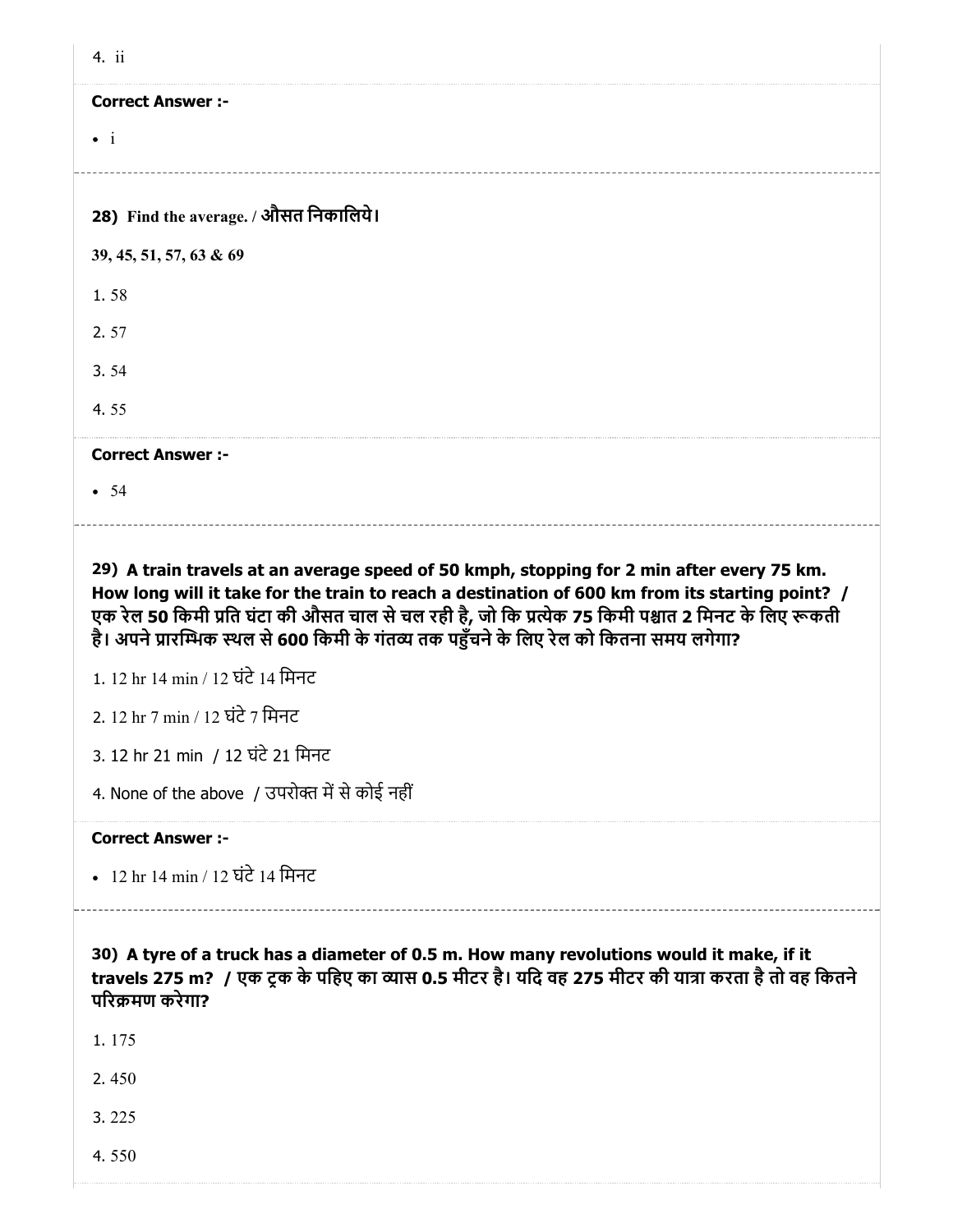4. ii

**Correct Answer :-**

- i

---

**28) Find the average. / औसत निकालिये।**

**39, 45, 51, 57, 63 & 69**

1. 58

2. 57

3. 54

4. 55

**Correct Answer :-**

- 54

---

**29) A train travels at an average speed of 50 kmph, stopping for 2 min after every 75 km. How long will it take for the train to reach a destination of 600 km from its starting point? / एक रेल 50 किमी प्रति घंटा की औसत चाल से चल रही है, जो कि प्रत्येक 75 किमी पश्चात 2 मिनट के लिए रूकती है। अपने प्रारम्भिक स्थल से 600 किमी के गंतव्य तक पहुँचने के लिए रेल को कितना समय लगेगा?**

1. 12 hr 14 min / 12 घंटे 14 मिनट

2. 12 hr 7 min / 12 घंटे 7 मिनट

3. 12 hr 21 min / 12 घंटे 21 मिनट

4. None of the above / उपरोक्त में से कोई नहीं

**Correct Answer :-**

- 12 hr 14 min / 12 घंटे 14 मिनट

---

**30) A tyre of a truck has a diameter of 0.5 m. How many revolutions would it make, if it travels 275 m? / एक ट्रक के पहिए का व्यास 0.5 मीटर है। यदि वह 275 मीटर की यात्रा करता है तो वह कितने परिक्रमण करेगा?**

1. 175

2. 450

3. 225

4. 550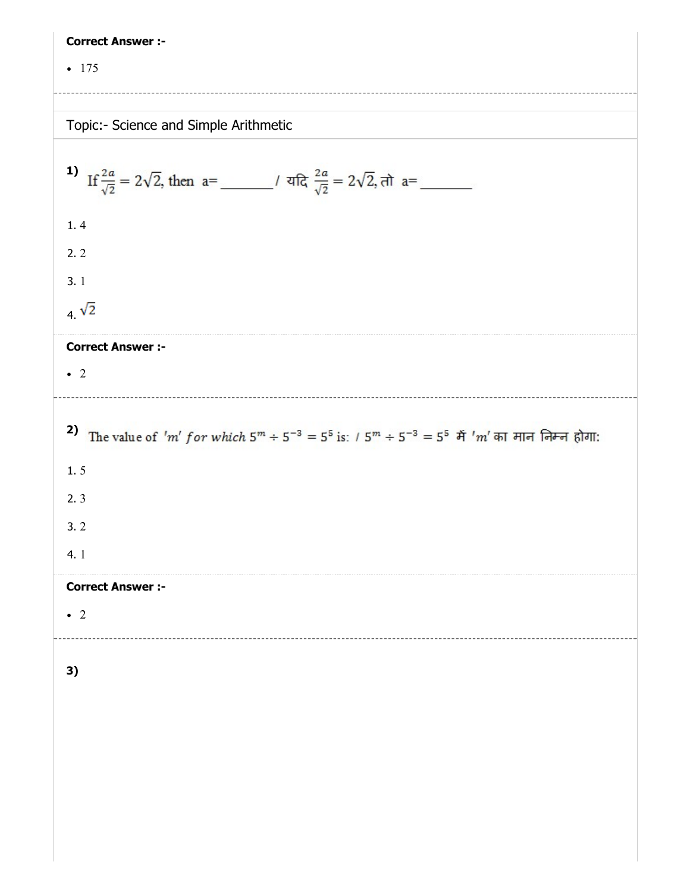**Correct Answer :-**

- 175

Topic:- Science and Simple Arithmetic

**1)** If $\frac{2a}{\sqrt{2}} = 2\sqrt{2}$, then a=_______ / यदि $\frac{2a}{\sqrt{2}} = 2\sqrt{2}$, तो a=_______

1. 4

2. 2

3. 1

4. $\sqrt{2}$

**Correct Answer :-**

- 2

**2)** The value of $'m'$ *for which* $5^m \div 5^{-3} = 5^5$ is: / $5^m \div 5^{-3} = 5^5$ में $'m'$ का मान निम्न होगा:

1. 5

2. 3

3. 2

4. 1

**Correct Answer :-**

- 2

**3)**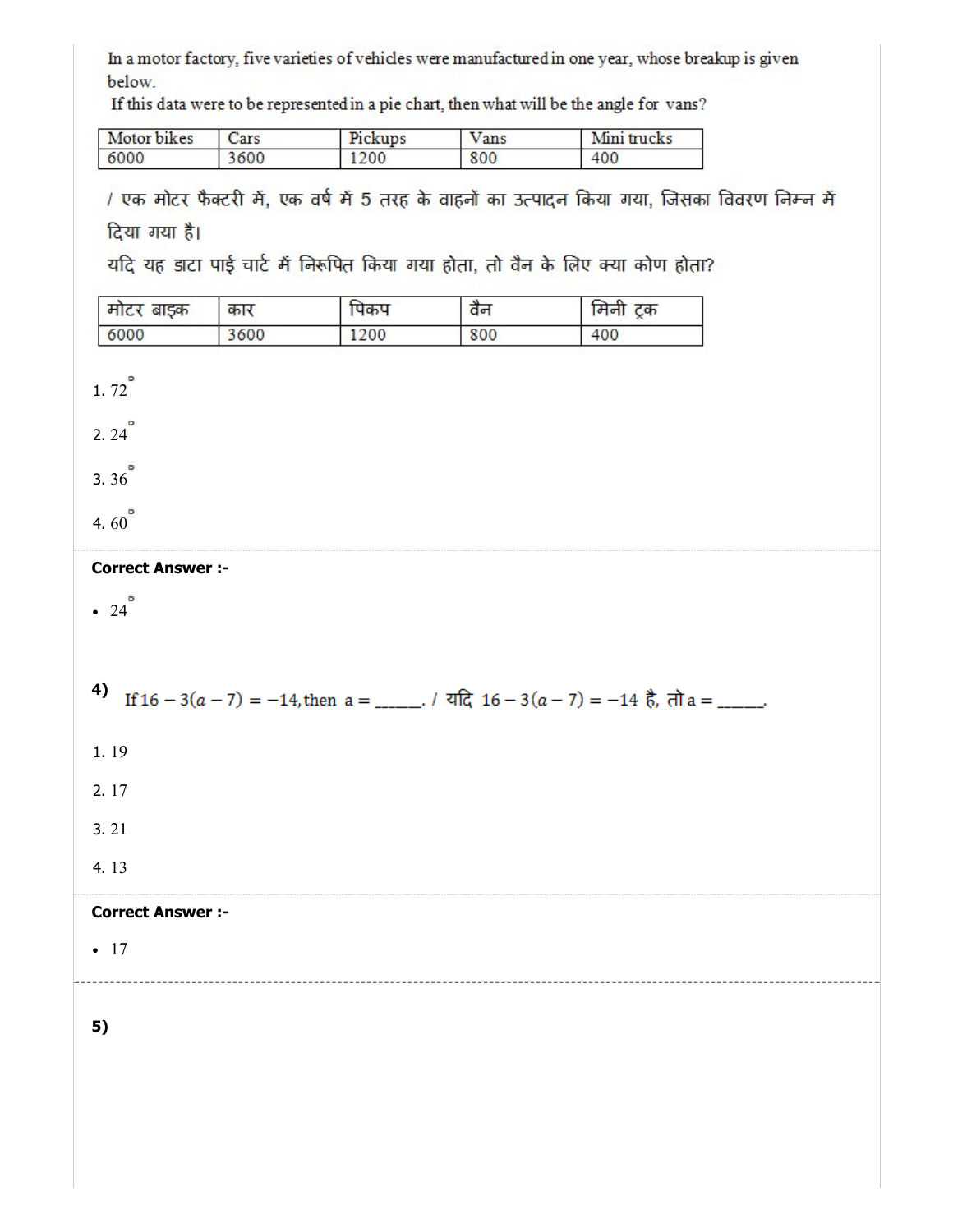In a motor factory, five varieties of vehicles were manufactured in one year, whose breakup is given below.

If this data were to be represented in a pie chart, then what will be the angle for vans?

| Motor bikes | Cars | Pickups | Vans | Mini trucks |
|---|---|---|---|---|
| 6000 | 3600 | 1200 | 800 | 400 |

/ एक मोटर फैक्टरी में, एक वर्ष में 5 तरह के वाहनों का उत्पादन किया गया, जिसका विवरण निम्न में दिया गया है।

यदि यह डाटा पाई चार्ट में निरूपित किया गया होता, तो वैन के लिए क्या कोण होता?

| मोटर बाइक | कार | पिकप | वैन | मिनी ट्रक |
|---|---|---|---|---|
| 6000 | 3600 | 1200 | 800 | 400 |

1. $72^\circ$
2. $24^\circ$
3. $36^\circ$
4. $60^\circ$

**Correct Answer :-**

- $24^\circ$

**4)** If $16 - 3(a - 7) = -14$, then a = _____. / यदि $16 - 3(a - 7) = -14$ है, तो a = _____.

1. 19
2. 17
3. 21
4. 13

**Correct Answer :-**

- 17

**5)**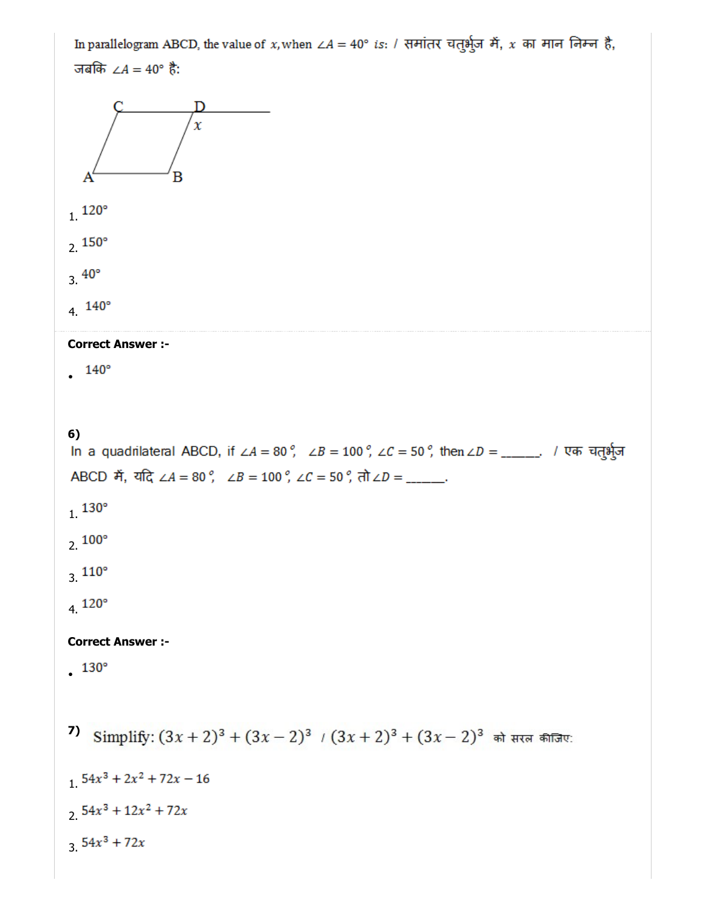In parallelogram ABCD, the value of $x$, when $\angle A = 40°$ is: / समांतर चतुर्भुज में, $x$ का मान निम्न है, जबकि $\angle A = 40°$ है:

1. 120°
2. 150°
3. 40°
4. 140°

**Correct Answer :-**

- 140°

**6)**

In a quadrilateral ABCD, if $\angle A = 80°$, $\angle B = 100°$, $\angle C = 50°$, then $\angle D =$ ______. / एक चतुर्भुज ABCD में, यदि $\angle A = 80°$, $\angle B = 100°$, $\angle C = 50°$, तो $\angle D =$ ______.

1. 130°
2. 100°
3. 110°
4. 120°

**Correct Answer :-**

- 130°

**7)**

Simplify: $(3x + 2)^3 + (3x - 2)^3$ / $(3x + 2)^3 + (3x - 2)^3$ को सरल कीजिए:

1. $54x^3 + 2x^2 + 72x - 16$
2. $54x^3 + 12x^2 + 72x$
3. $54x^3 + 72x$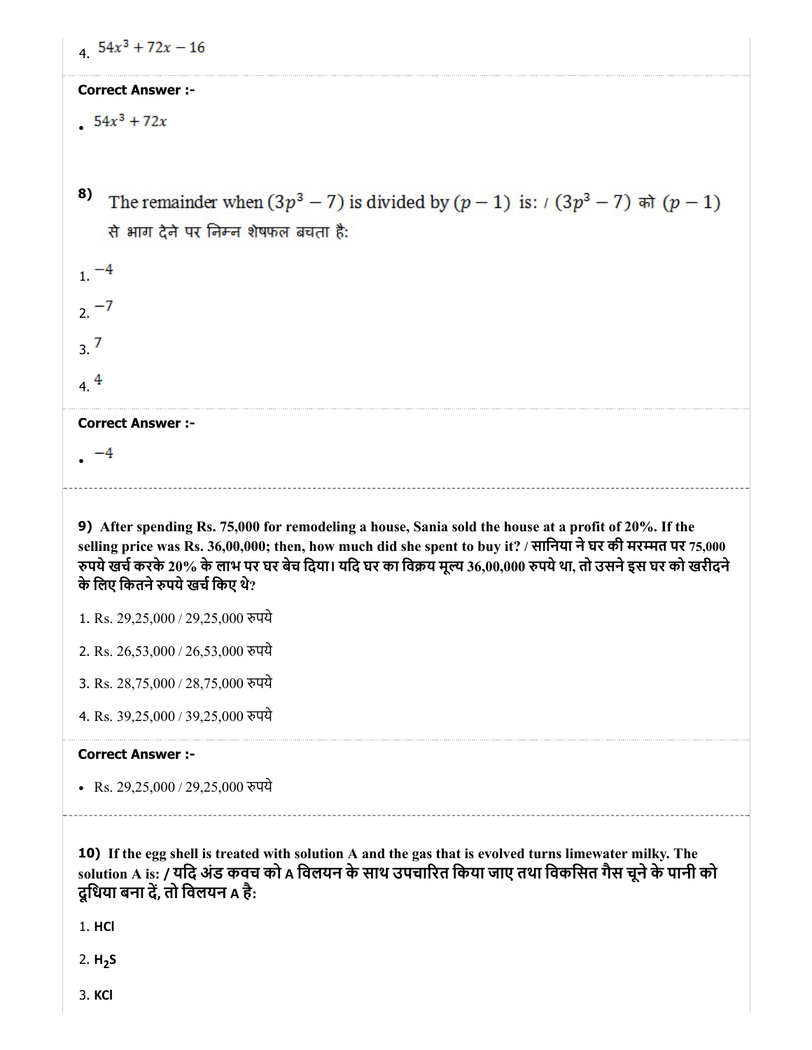4. $54x^3 + 72x - 16$

**Correct Answer :-**

- $54x^3 + 72x$

**8)** The remainder when $(3p^3 - 7)$ is divided by $(p - 1)$ is: / $(3p^3 - 7)$ को $(p - 1)$ से भाग देने पर निम्न शेषफल बचता है:

1. $-4$
2. $-7$
3. $7$
4. $4$

**Correct Answer :-**

- $-4$

---

**9) After spending Rs. 75,000 for remodeling a house, Sania sold the house at a profit of 20%. If the selling price was Rs. 36,00,000; then, how much did she spent to buy it? / सानिया ने घर की मरम्मत पर 75,000 रुपये खर्च करके 20% के लाभ पर घर बेच दिया। यदि घर का विक्रय मूल्य 36,00,000 रुपये था, तो उसने इस घर को खरीदने के लिए कितने रुपये खर्च किए थे?**

1. Rs. 29,25,000 / 29,25,000 रुपये
2. Rs. 26,53,000 / 26,53,000 रुपये
3. Rs. 28,75,000 / 28,75,000 रुपये
4. Rs. 39,25,000 / 39,25,000 रुपये

**Correct Answer :-**

- Rs. 29,25,000 / 29,25,000 रुपये

---

**10) If the egg shell is treated with solution A and the gas that is evolved turns limewater milky. The solution A is: / यदि अंड कवच को A विलयन के साथ उपचारित किया जाए तथा विकसित गैस चूने के पानी को दूधिया बना दें, तो विलयन A है:**

1. **HCl**
2. **$H_2S$**
3. **KCl**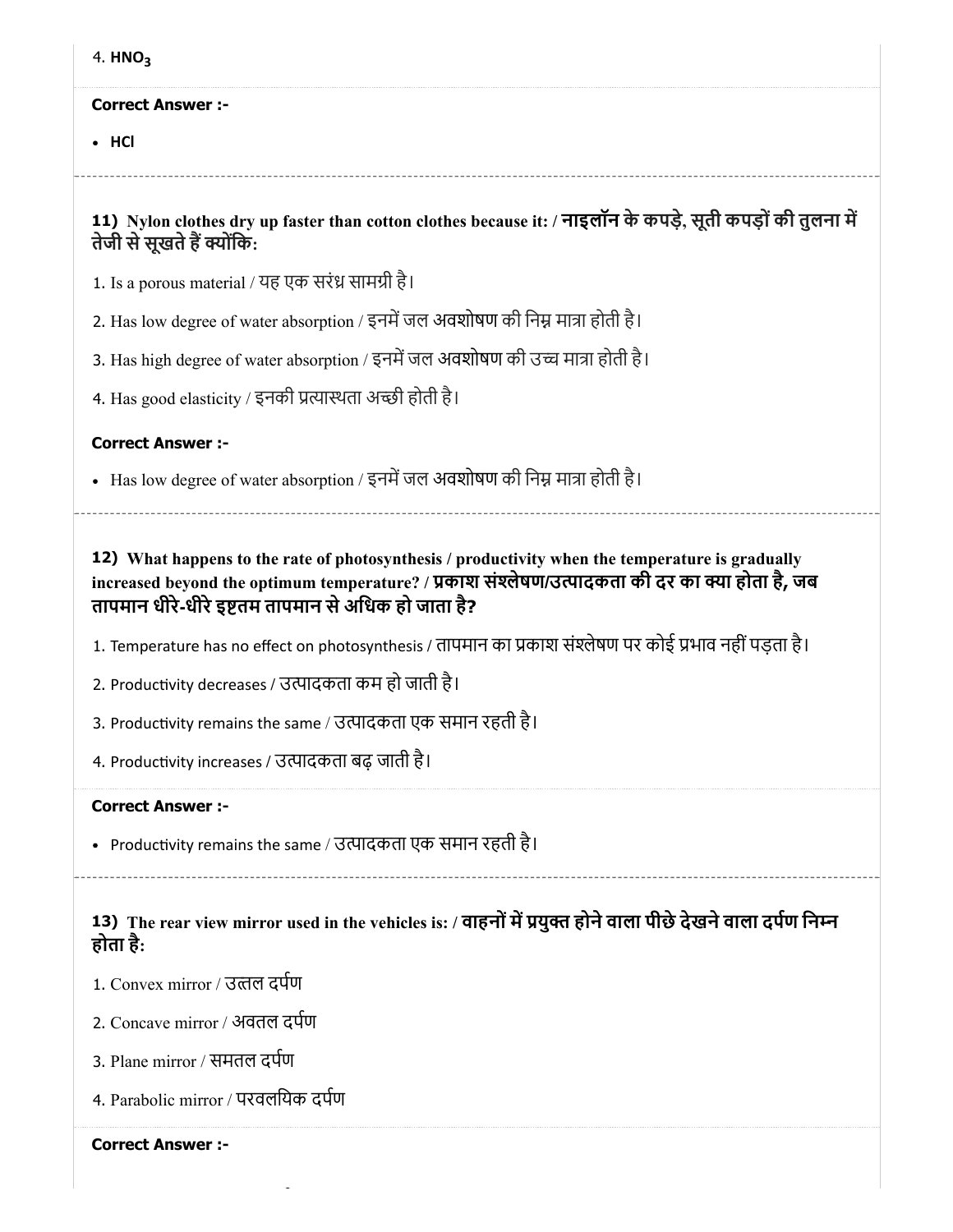4. $HNO_3$

**Correct Answer :-**

- HCl

---

**11) Nylon clothes dry up faster than cotton clothes because it: / नाइलॉन के कपड़े, सूती कपड़ों की तुलना में तेजी से सूखते हैं क्योंकि:**

1. Is a porous material / यह एक सरंध्र सामग्री है।
2. Has low degree of water absorption / इनमें जल अवशोषण की निम्न मात्रा होती है।
3. Has high degree of water absorption / इनमें जल अवशोषण की उच्च मात्रा होती है।
4. Has good elasticity / इनकी प्रत्यास्थता अच्छी होती है।

**Correct Answer :-**

- Has low degree of water absorption / इनमें जल अवशोषण की निम्न मात्रा होती है।

---

**12) What happens to the rate of photosynthesis / productivity when the temperature is gradually increased beyond the optimum temperature? / प्रकाश संश्लेषण/उत्पादकता की दर का क्या होता है, जब तापमान धीरे-धीरे इष्टतम तापमान से अधिक हो जाता है?**

1. Temperature has no effect on photosynthesis / तापमान का प्रकाश संश्लेषण पर कोई प्रभाव नहीं पड़ता है।
2. Productivity decreases / उत्पादकता कम हो जाती है।
3. Productivity remains the same / उत्पादकता एक समान रहती है।
4. Productivity increases / उत्पादकता बढ़ जाती है।

**Correct Answer :-**

- Productivity remains the same / उत्पादकता एक समान रहती है।

---

**13) The rear view mirror used in the vehicles is: / वाहनों में प्रयुक्त होने वाला पीछे देखने वाला दर्पण निम्न होता है:**

1. Convex mirror / उत्तल दर्पण
2. Concave mirror / अवतल दर्पण
3. Plane mirror / समतल दर्पण
4. Parabolic mirror / परवलयिक दर्पण

**Correct Answer :-**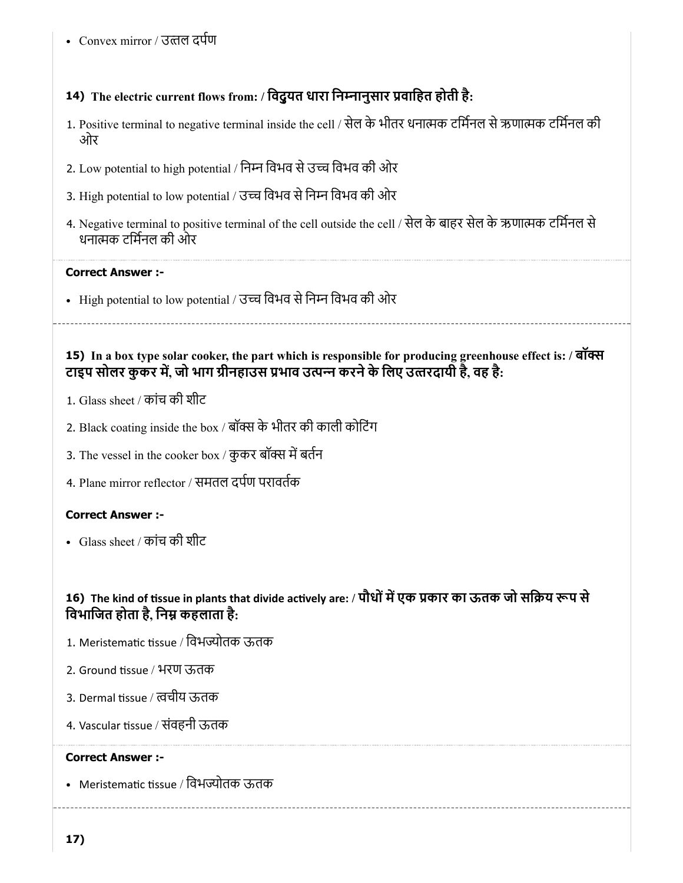- Convex mirror / उत्तल दर्पण

### 14) The electric current flows from: / विद्युयत धारा निम्नानुसार प्रवाहित होती है:

1. Positive terminal to negative terminal inside the cell / सेल के भीतर धनात्मक टर्मिनल से ऋणात्मक टर्मिनल की ओर
2. Low potential to high potential / निम्न विभव से उच्च विभव की ओर
3. High potential to low potential / उच्च विभव से निम्न विभव की ओर
4. Negative terminal to positive terminal of the cell outside the cell / सेल के बाहर सेल के ऋणात्मक टर्मिनल से धनात्मक टर्मिनल की ओर

**Correct Answer :-**

- High potential to low potential / उच्च विभव से निम्न विभव की ओर

### 15) In a box type solar cooker, the part which is responsible for producing greenhouse effect is: / बॉक्स टाइप सोलर कुकर में, जो भाग ग्रीनहाउस प्रभाव उत्पन्न करने के लिए उत्तरदायी है, वह है:

1. Glass sheet / कांच की शीट
2. Black coating inside the box / बॉक्स के भीतर की काली कोटिंग
3. The vessel in the cooker box / कुकर बॉक्स में बर्तन
4. Plane mirror reflector / समतल दर्पण परावर्तक

**Correct Answer :-**

- Glass sheet / कांच की शीट

### 16) The kind of tissue in plants that divide actively are: / पौधों में एक प्रकार का ऊतक जो सक्रिय रूप से विभाजित होता है, निम्न कहलाता है:

1. Meristematic tissue / विभज्योतक ऊतक
2. Ground tissue / भरण ऊतक
3. Dermal tissue / त्वचीय ऊतक
4. Vascular tissue / संवहनी ऊतक

**Correct Answer :-**

- Meristematic tissue / विभज्योतक ऊतक

### 17)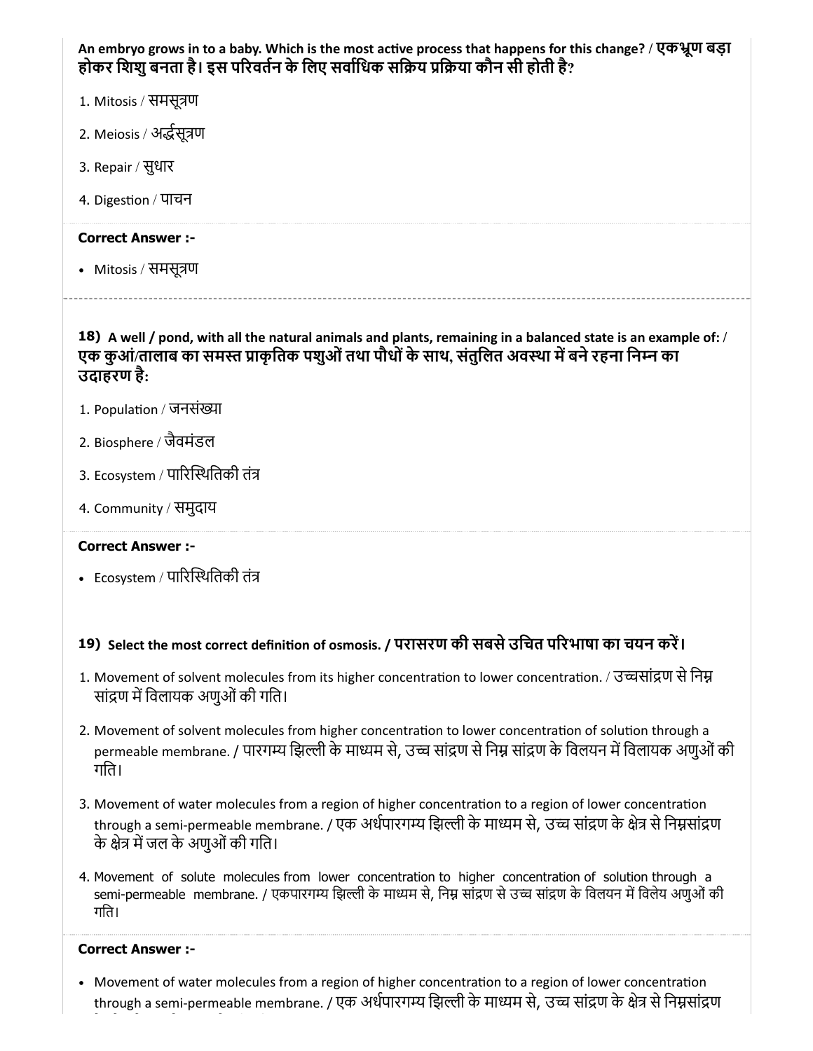**An embryo grows in to a baby. Which is the most active process that happens for this change? / एकभ्रूण बड़ा होकर शिशु बनता है। इस परिवर्तन के लिए सर्वाधिक सक्रिय प्रक्रिया कौन सी होती है?**

1. Mitosis / समसूत्रण
2. Meiosis / अर्द्धसूत्रण
3. Repair / सुधार
4. Digestion / पाचन

**Correct Answer :-**

- Mitosis / समसूत्रण

**18) A well / pond, with all the natural animals and plants, remaining in a balanced state is an example of: / एक कुआं/तालाब का समस्त प्राकृतिक पशुओं तथा पौधों के साथ, संतुलित अवस्था में बने रहना निम्न का उदाहरण है:**

1. Population / जनसंख्या
2. Biosphere / जैवमंडल
3. Ecosystem / पारिस्थितिकी तंत्र
4. Community / समुदाय

**Correct Answer :-**

- Ecosystem / पारिस्थितिकी तंत्र

**19) Select the most correct definition of osmosis. / परासरण की सबसे उचित परिभाषा का चयन करें।**

1. Movement of solvent molecules from its higher concentration to lower concentration. / उच्चसांद्रण से निम्न सांद्रण में विलायक अणुओं की गति।
2. Movement of solvent molecules from higher concentration to lower concentration of solution through a permeable membrane. / पारगम्य झिल्ली के माध्यम से, उच्च सांद्रण से निम्न सांद्रण के विलयन में विलायक अणुओं की गति।
3. Movement of water molecules from a region of higher concentration to a region of lower concentration through a semi-permeable membrane. / एक अर्धपारगम्य झिल्ली के माध्यम से, उच्च सांद्रण के क्षेत्र से निम्नसांद्रण के क्षेत्र में जल के अणुओं की गति।
4. Movement of solute molecules from lower concentration to higher concentration of solution through a semi-permeable membrane. / एकपारगम्य झिल्ली के माध्यम से, निम्न सांद्रण से उच्च सांद्रण के विलयन में विलेय अणुओं की गति।

**Correct Answer :-**

- Movement of water molecules from a region of higher concentration to a region of lower concentration through a semi-permeable membrane. / एक अर्धपारगम्य झिल्ली के माध्यम से, उच्च सांद्रण के क्षेत्र से निम्नसांद्रण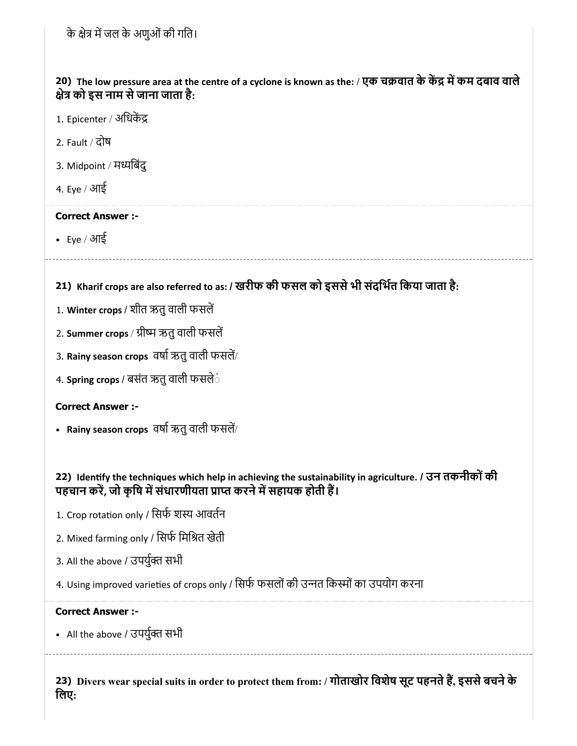के क्षेत्र में जल के अणुओं की गति।

**20) The low pressure area at the centre of a cyclone is known as the: / एक चक्रवात के केंद्र में कम दबाव वाले क्षेत्र को इस नाम से जाना जाता है:**

1. Epicenter / अधिकेंद्र
2. Fault / दोष
3. Midpoint / मध्यबिंदु
4. Eye / आई

**Correct Answer :-**

- Eye / आई

**21) Kharif crops are also referred to as: / खरीफ की फसल को इससे भी संदर्भित किया जाता है:**

1. **Winter crops** / शीत ऋतु वाली फसलें
2. **Summer crops** / ग्रीष्म ऋतु वाली फसलें
3. **Rainy season crops** वर्षा ऋतु वाली फसलें/
4. **Spring crops** / बसंत ऋतु वाली फसलें

**Correct Answer :-**

- **Rainy season crops** वर्षा ऋतु वाली फसलें/

**22) Identify the techniques which help in achieving the sustainability in agriculture. / उन तकनीकों की पहचान करें, जो कृषि में संधारणीयता प्राप्त करने में सहायक होती हैं।**

1. Crop rotation only / सिर्फ शस्य आवर्तन
2. Mixed farming only / सिर्फ मिश्रित खेती
3. All the above / उपर्युक्त सभी
4. Using improved varieties of crops only / सिर्फ फसलों की उन्नत किस्मों का उपयोग करना

**Correct Answer :-**

- All the above / उपर्युक्त सभी

**23) Divers wear special suits in order to protect them from: / गोताखोर विशेष सूट पहनते हैं, इससे बचने के लिए:**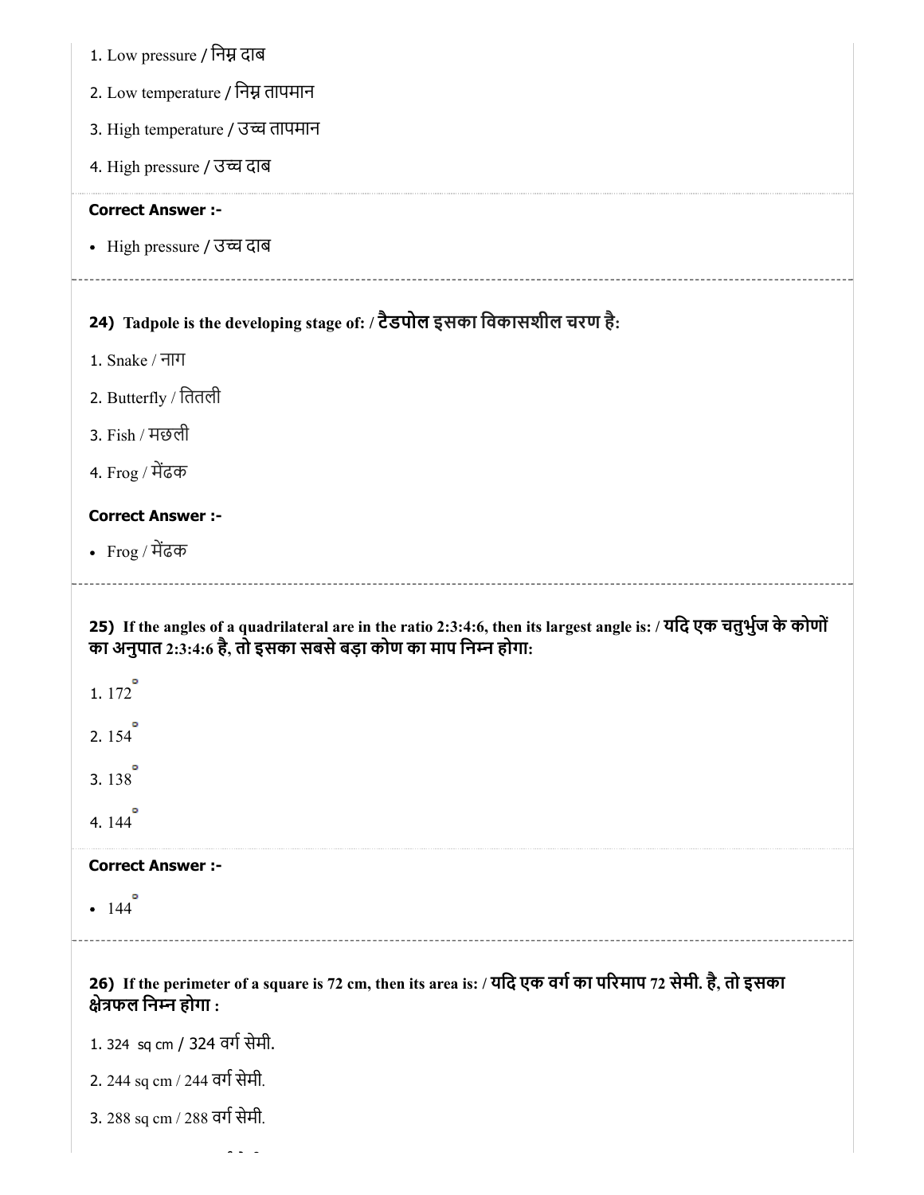1. Low pressure / निम्न दाब

2. Low temperature / निम्न तापमान

3. High temperature / उच्च तापमान

4. High pressure / उच्च दाब

**Correct Answer :-**

- High pressure / उच्च दाब

---

**24) Tadpole is the developing stage of: / टैडपोल इसका विकासशील चरण है:**

1. Snake / नाग

2. Butterfly / तितली

3. Fish / मछली

4. Frog / मेंढक

**Correct Answer :-**

- Frog / मेंढक

---

**25) If the angles of a quadrilateral are in the ratio 2:3:4:6, then its largest angle is: / यदि एक चतुर्भुज के कोणों का अनुपात 2:3:4:6 है, तो इसका सबसे बड़ा कोण का माप निम्न होगा:**

1. $172^\circ$

2. $154^\circ$

3. $138^\circ$

4. $144^\circ$

**Correct Answer :-**

- $144^\circ$

---

**26) If the perimeter of a square is 72 cm, then its area is: / यदि एक वर्ग का परिमाप 72 सेमी. है, तो इसका क्षेत्रफल निम्न होगा :**

1. 324 sq cm / 324 वर्ग सेमी.

2. 244 sq cm / 244 वर्ग सेमी.

3. 288 sq cm / 288 वर्ग सेमी.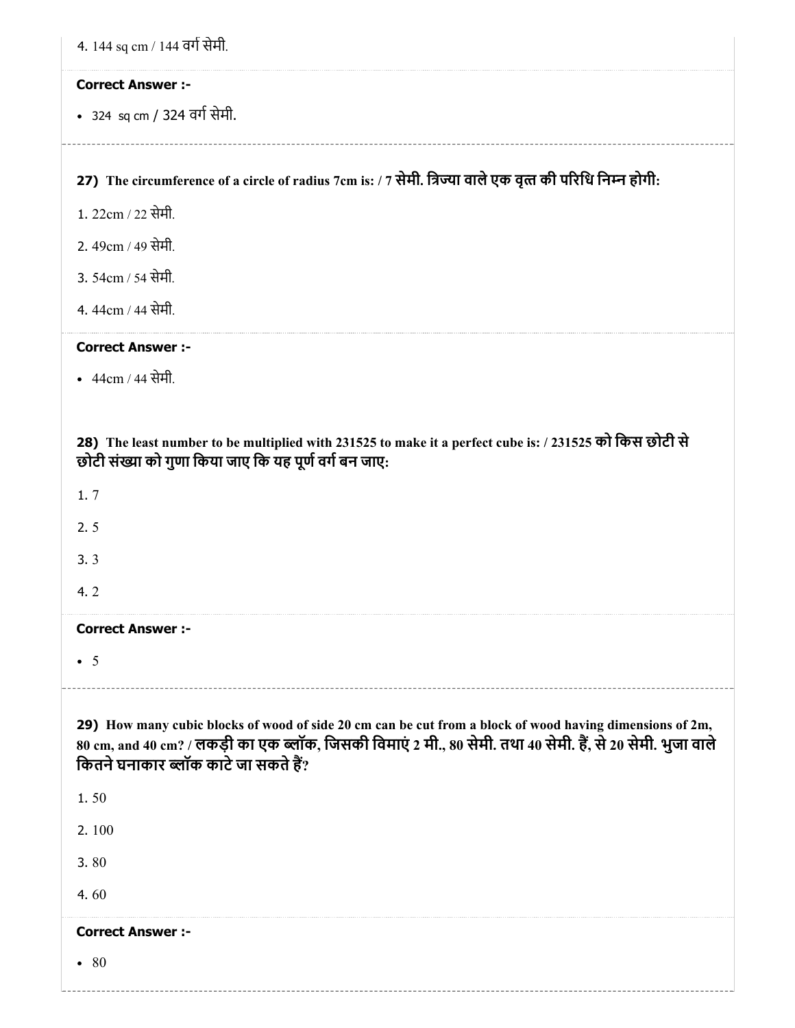4. 144 sq cm / 144 वर्ग सेमी.

**Correct Answer :-**

- 324 sq cm / 324 वर्ग सेमी.

---

**27) The circumference of a circle of radius 7cm is: / 7 सेमी. त्रिज्या वाले एक वृत्त की परिधि निम्न होगी:**

1. 22cm / 22 सेमी.
2. 49cm / 49 सेमी.
3. 54cm / 54 सेमी.
4. 44cm / 44 सेमी.

**Correct Answer :-**

- 44cm / 44 सेमी.

---

**28) The least number to be multiplied with 231525 to make it a perfect cube is: / 231525 को किस छोटी से छोटी संख्या को गुणा किया जाए कि यह पूर्ण वर्ग बन जाए:**

1. 7
2. 5
3. 3
4. 2

**Correct Answer :-**

- 5

---

**29) How many cubic blocks of wood of side 20 cm can be cut from a block of wood having dimensions of 2m, 80 cm, and 40 cm? / लकड़ी का एक ब्लॉक, जिसकी विमाएं 2 मी., 80 सेमी. तथा 40 सेमी. हैं, से 20 सेमी. भुजा वाले कितने घनाकार ब्लॉक काटे जा सकते हैं?**

1. 50
2. 100
3. 80
4. 60

**Correct Answer :-**

- 80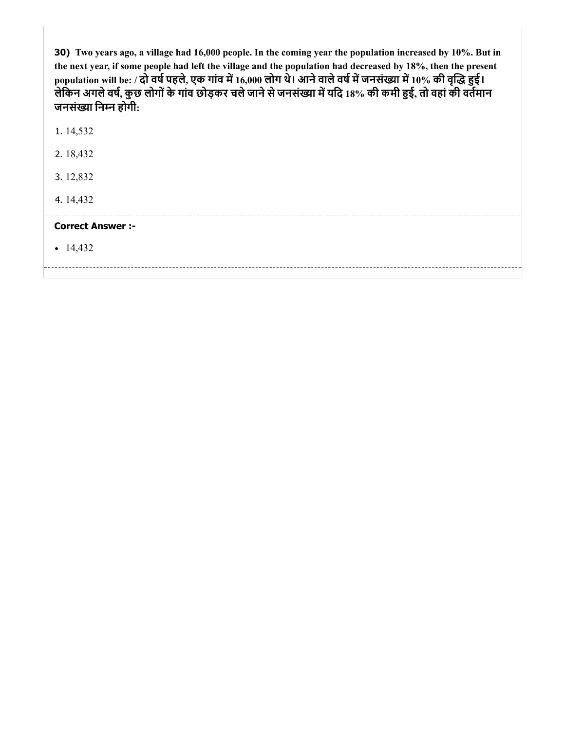**30)** **Two years ago, a village had 16,000 people. In the coming year the population increased by 10%. But in the next year, if some people had left the village and the population had decreased by 18%, then the present population will be: / दो वर्ष पहले, एक गांव में 16,000 लोग थे। आने वाले वर्ष में जनसंख्या में 10% की वृद्धि हुई। लेकिन अगले वर्ष, कुछ लोगों के गांव छोड़कर चले जाने से जनसंख्या में यदि 18% की कमी हुई, तो वहां की वर्तमान जनसंख्या निम्न होगी:**

1. 14,532
2. 18,432
3. 12,832
4. 14,432

**Correct Answer :-**

- 14,432